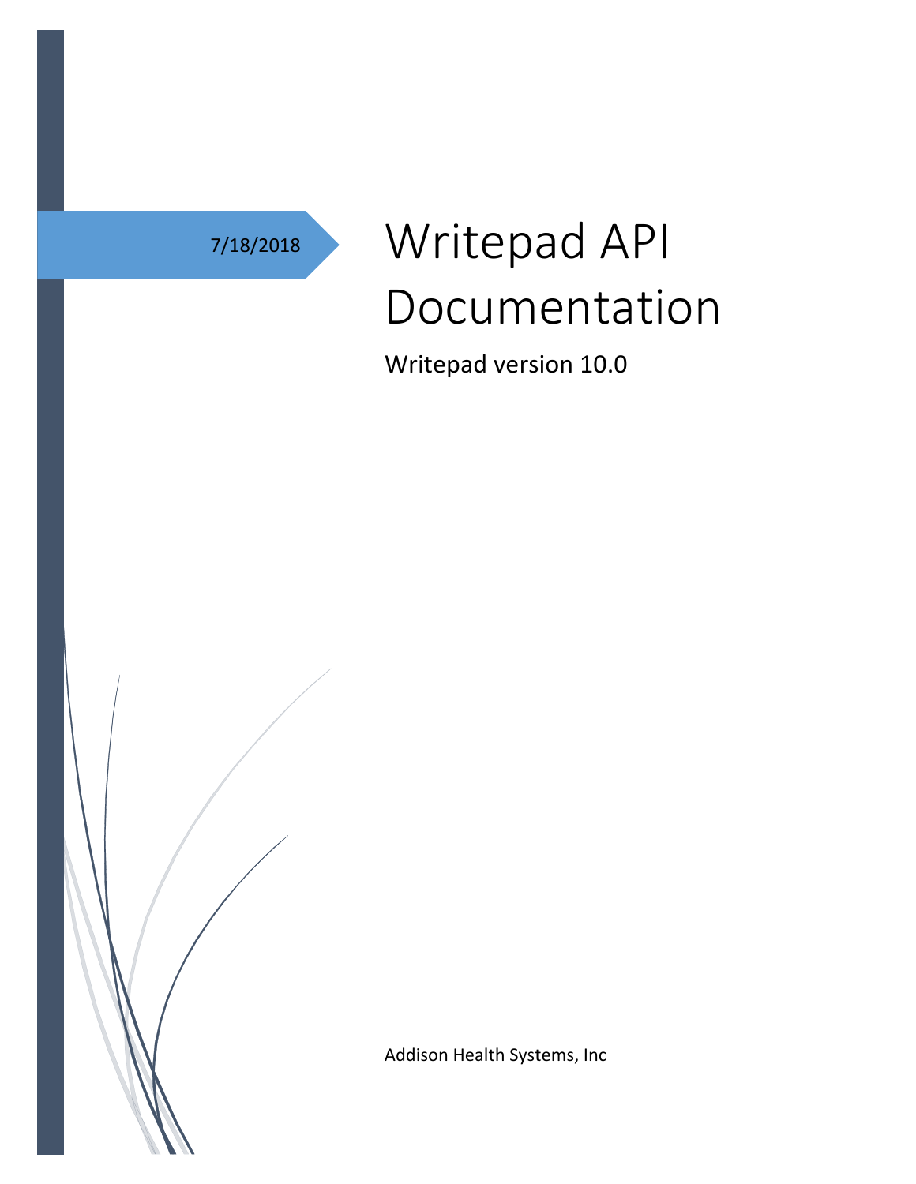7/18/2018

# Writepad API Documentation

Writepad version 10.0

Addison Health Systems, Inc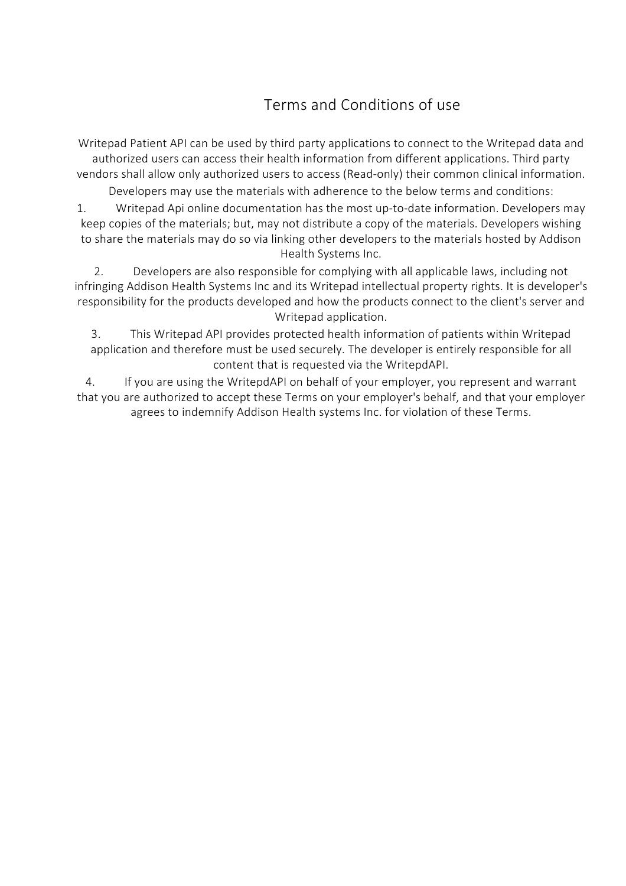# Terms and Conditions of use

Writepad Patient API can be used by third party applications to connect to the Writepad data and authorized users can access their health information from different applications. Third party vendors shall allow only authorized users to access (Read-only) their common clinical information.

Developers may use the materials with adherence to the below terms and conditions:

1. Writepad Api online documentation has the most up-to-date information. Developers may keep copies of the materials; but, may not distribute a copy of the materials. Developers wishing to share the materials may do so via linking other developers to the materials hosted by Addison Health Systems Inc.
2. Developers are also responsible for complying with all applicable laws, including not infringing Addison Health Systems Inc and its Writepad intellectual property rights. It is developer's responsibility for the products developed and how the products connect to the client's server and Writepad application.
3. This Writepad API provides protected health information of patients within Writepad application and therefore must be used securely. The developer is entirely responsible for all content that is requested via the WritepdAPI.
4. If you are using the WritepdAPI on behalf of your employer, you represent and warrant that you are authorized to accept these Terms on your employer's behalf, and that your employer agrees to indemnify Addison Health systems Inc. for violation of these Terms.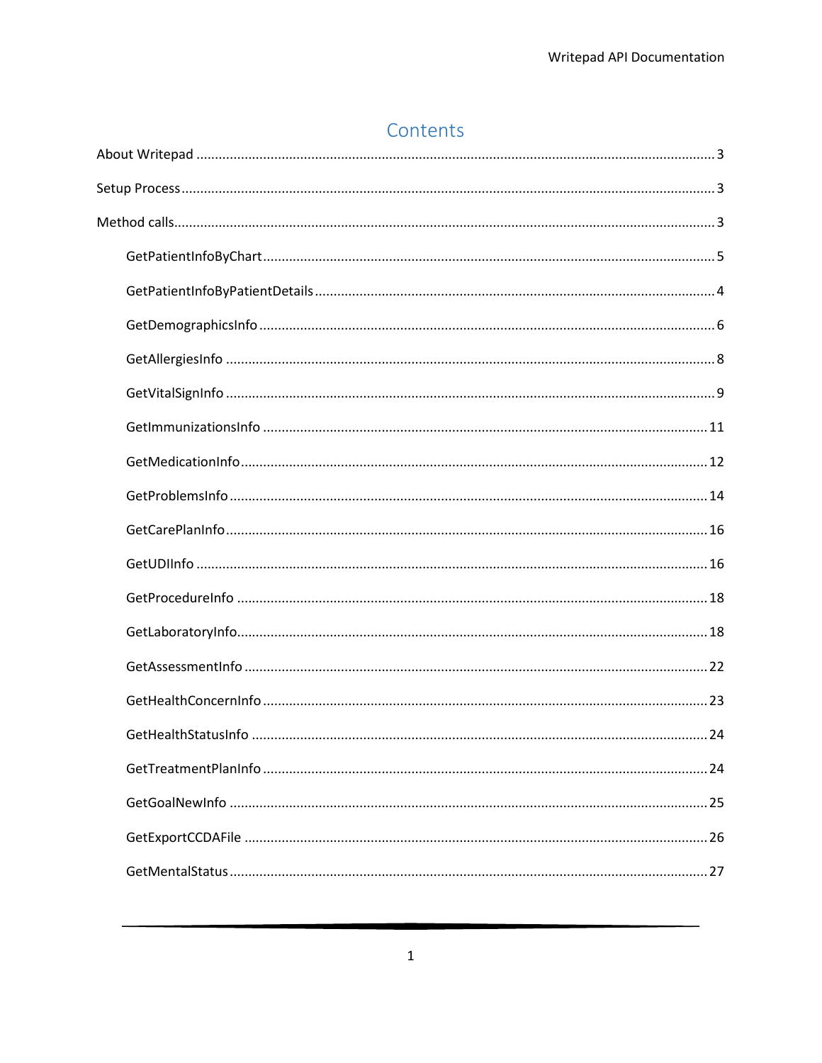# Contents

About Writepad .......... 3

Setup Process .......... 3

Method calls .......... 3

- GetPatientInfoByChart .......... 5
- GetPatientInfoByPatientDetails .......... 4
- GetDemographicsInfo .......... 6
- GetAllergiesInfo .......... 8
- GetVitalSignInfo .......... 9
- GetImmunizationsInfo .......... 11
- GetMedicationInfo .......... 12
- GetProblemsInfo .......... 14
- GetCarePlanInfo .......... 16
- GetUDIInfo .......... 16
- GetProcedureInfo .......... 18
- GetLaboratoryInfo .......... 18
- GetAssessmentInfo .......... 22
- GetHealthConcernInfo .......... 23
- GetHealthStatusInfo .......... 24
- GetTreatmentPlanInfo .......... 24
- GetGoalNewInfo .......... 25
- GetExportCCDAFile .......... 26
- GetMentalStatus .......... 27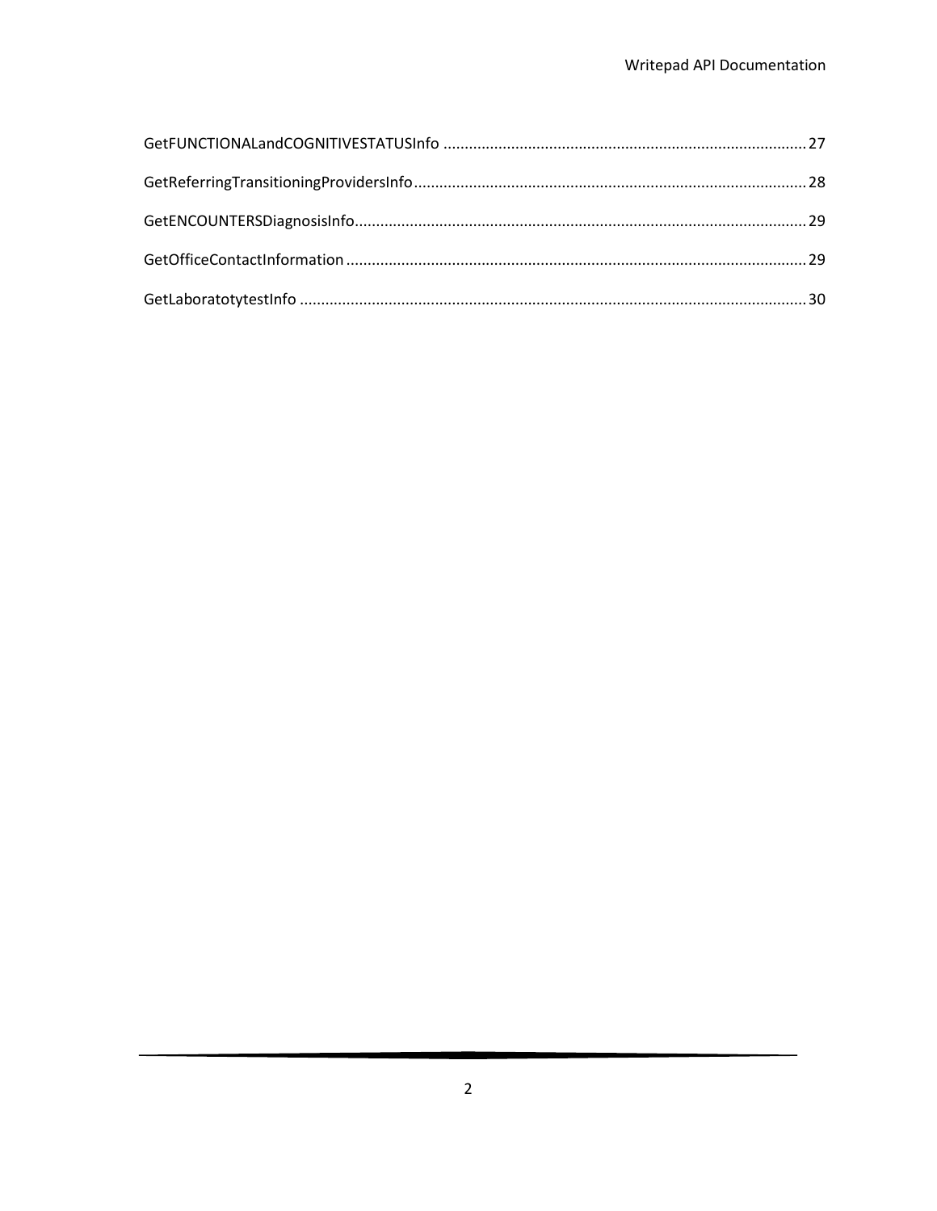GetFUNCTIONALandCOGNITIVESTATUSInfo ..................................................................................... 27

GetReferringTransitioningProvidersInfo............................................................................................ 28

GetENCOUNTERSDiagnosisInfo.......................................................................................................... 29

GetOfficeContactInformation ............................................................................................................ 29

GetLaboratotytestInfo ....................................................................................................................... 30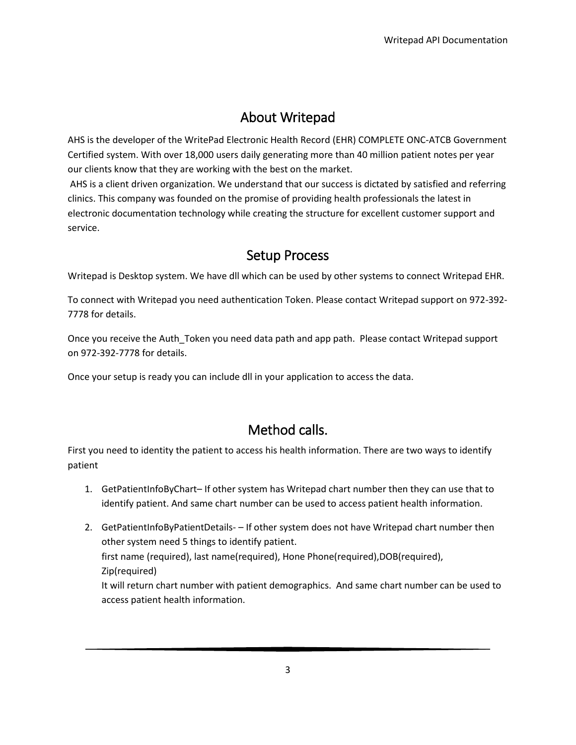# About Writepad

AHS is the developer of the WritePad Electronic Health Record (EHR) COMPLETE ONC-ATCB Government Certified system. With over 18,000 users daily generating more than 40 million patient notes per year our clients know that they are working with the best on the market.

AHS is a client driven organization. We understand that our success is dictated by satisfied and referring clinics. This company was founded on the promise of providing health professionals the latest in electronic documentation technology while creating the structure for excellent customer support and service.

# Setup Process

Writepad is Desktop system. We have dll which can be used by other systems to connect Writepad EHR.

To connect with Writepad you need authentication Token. Please contact Writepad support on 972-392-7778 for details.

Once you receive the Auth_Token you need data path and app path. Please contact Writepad support on 972-392-7778 for details.

Once your setup is ready you can include dll in your application to access the data.

# Method calls.

First you need to identity the patient to access his health information. There are two ways to identify patient

1. GetPatientInfoByChart– If other system has Writepad chart number then they can use that to identify patient. And same chart number can be used to access patient health information.
2. GetPatientInfoByPatientDetails- – If other system does not have Writepad chart number then other system need 5 things to identify patient.
   first name (required), last name(required), Hone Phone(required),DOB(required), Zip(required)
   It will return chart number with patient demographics. And same chart number can be used to access patient health information.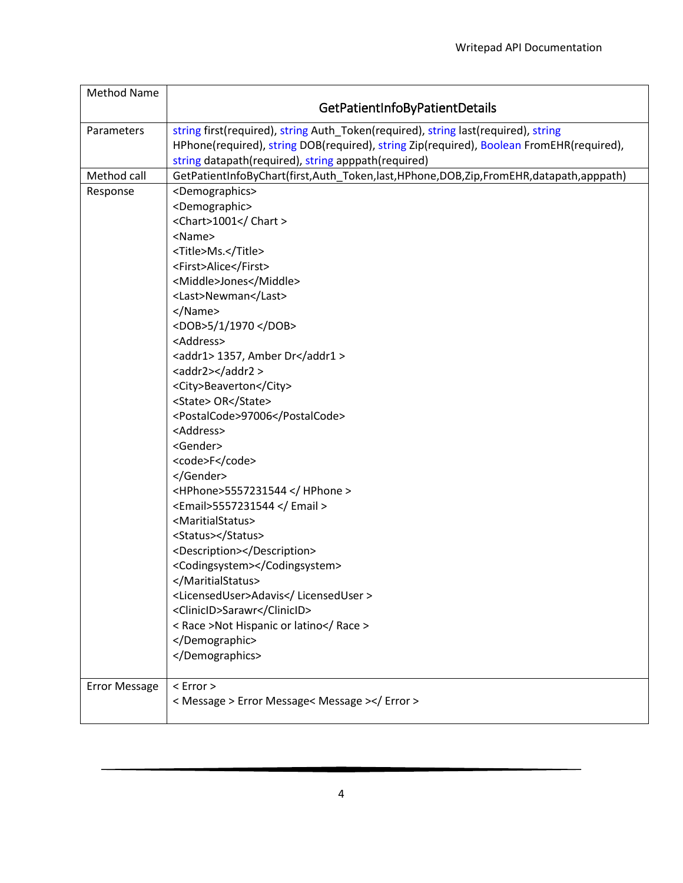| Method Name | GetPatientInfoByPatientDetails |
|---|---|
| Parameters | string first(required), string Auth_Token(required), string last(required), string HPhone(required), string DOB(required), string Zip(required), Boolean FromEHR(required), string datapath(required), string apppath(required) |
| Method call | GetPatientInfoByChart(first,Auth_Token,last,HPhone,DOB,Zip,FromEHR,datapath,apppath) |
| Response | &lt;Demographics&gt;<br>&lt;Demographic&gt;<br>&lt;Chart&gt;1001&lt;/ Chart &gt;<br>&lt;Name&gt;<br>&lt;Title&gt;Ms.&lt;/Title&gt;<br>&lt;First&gt;Alice&lt;/First&gt;<br>&lt;Middle&gt;Jones&lt;/Middle&gt;<br>&lt;Last&gt;Newman&lt;/Last&gt;<br>&lt;/Name&gt;<br>&lt;DOB&gt;5/1/1970 &lt;/DOB&gt;<br>&lt;Address&gt;<br>&lt;addr1&gt; 1357, Amber Dr&lt;/addr1 &gt;<br>&lt;addr2&gt;&lt;/addr2 &gt;<br>&lt;City&gt;Beaverton&lt;/City&gt;<br>&lt;State&gt; OR&lt;/State&gt;<br>&lt;PostalCode&gt;97006&lt;/PostalCode&gt;<br>&lt;Address&gt;<br>&lt;Gender&gt;<br>&lt;code&gt;F&lt;/code&gt;<br>&lt;/Gender&gt;<br>&lt;HPhone&gt;5557231544 &lt;/ HPhone &gt;<br>&lt;Email&gt;5557231544 &lt;/ Email &gt;<br>&lt;MaritialStatus&gt;<br>&lt;Status&gt;&lt;/Status&gt;<br>&lt;Description&gt;&lt;/Description&gt;<br>&lt;Codingsystem&gt;&lt;/Codingsystem&gt;<br>&lt;/MaritialStatus&gt;<br>&lt;LicensedUser&gt;Adavis&lt;/ LicensedUser &gt;<br>&lt;ClinicID&gt;Sarawr&lt;/ClinicID&gt;<br>&lt; Race &gt;Not Hispanic or latino&lt;/ Race &gt;<br>&lt;/Demographic&gt;<br>&lt;/Demographics&gt; |
| Error Message | &lt; Error &gt;<br>&lt; Message &gt; Error Message&lt; Message &gt;&lt;/ Error &gt; |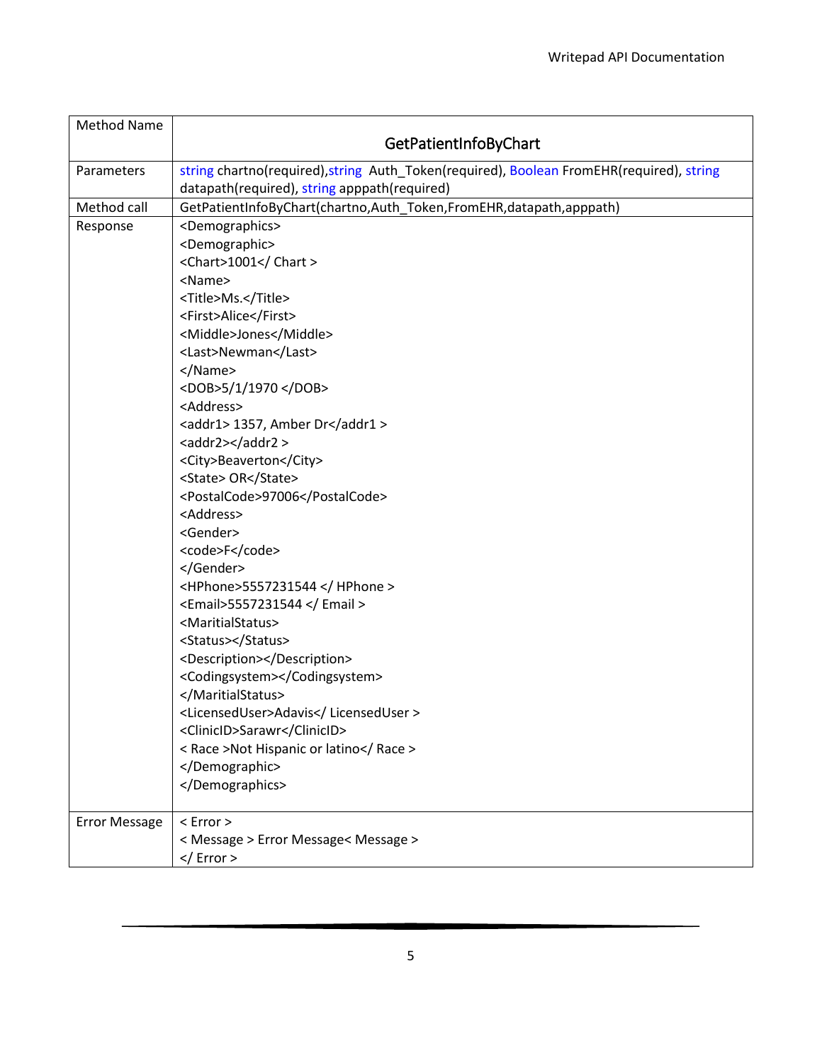| Method Name | GetPatientInfoByChart |
| --- | --- |
| Parameters | string chartno(required),string Auth_Token(required), Boolean FromEHR(required), string datapath(required), string apppath(required) |
| Method call | GetPatientInfoByChart(chartno,Auth_Token,FromEHR,datapath,apppath) |
| Response | &lt;Demographics&gt;<br>&lt;Demographic&gt;<br>&lt;Chart&gt;1001&lt;/ Chart &gt;<br>&lt;Name&gt;<br>&lt;Title&gt;Ms.&lt;/Title&gt;<br>&lt;First&gt;Alice&lt;/First&gt;<br>&lt;Middle&gt;Jones&lt;/Middle&gt;<br>&lt;Last&gt;Newman&lt;/Last&gt;<br>&lt;/Name&gt;<br>&lt;DOB&gt;5/1/1970 &lt;/DOB&gt;<br>&lt;Address&gt;<br>&lt;addr1&gt; 1357, Amber Dr&lt;/addr1 &gt;<br>&lt;addr2&gt;&lt;/addr2 &gt;<br>&lt;City&gt;Beaverton&lt;/City&gt;<br>&lt;State&gt; OR&lt;/State&gt;<br>&lt;PostalCode&gt;97006&lt;/PostalCode&gt;<br>&lt;Address&gt;<br>&lt;Gender&gt;<br>&lt;code&gt;F&lt;/code&gt;<br>&lt;/Gender&gt;<br>&lt;HPhone&gt;5557231544 &lt;/ HPhone &gt;<br>&lt;Email&gt;5557231544 &lt;/ Email &gt;<br>&lt;MaritialStatus&gt;<br>&lt;Status&gt;&lt;/Status&gt;<br>&lt;Description&gt;&lt;/Description&gt;<br>&lt;Codingsystem&gt;&lt;/Codingsystem&gt;<br>&lt;/MaritialStatus&gt;<br>&lt;LicensedUser&gt;Adavis&lt;/ LicensedUser &gt;<br>&lt;ClinicID&gt;Sarawr&lt;/ClinicID&gt;<br>&lt; Race &gt;Not Hispanic or latino&lt;/ Race &gt;<br>&lt;/Demographic&gt;<br>&lt;/Demographics&gt; |
| Error Message | &lt; Error &gt;<br>&lt; Message &gt; Error Message&lt; Message &gt;<br>&lt;/ Error &gt; |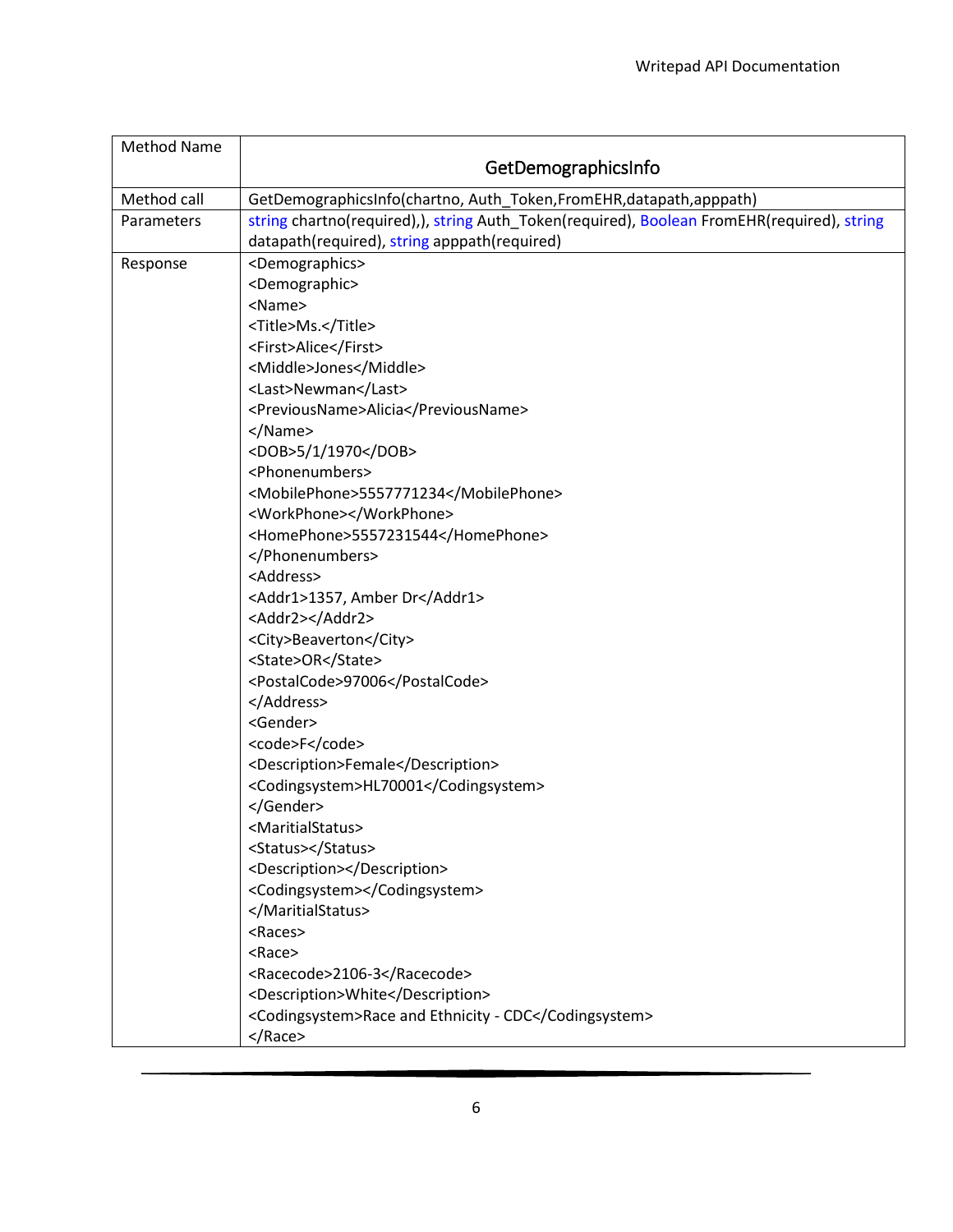| Method Name | GetDemographicsInfo |
| --- | --- |
| Method call | GetDemographicsInfo(chartno, Auth_Token,FromEHR,datapath,apppath) |
| Parameters | string chartno(required),), string Auth_Token(required), Boolean FromEHR(required), string datapath(required), string apppath(required) |
| Response | &lt;Demographics&gt;<br>&lt;Demographic&gt;<br>&lt;Name&gt;<br>&lt;Title&gt;Ms.&lt;/Title&gt;<br>&lt;First&gt;Alice&lt;/First&gt;<br>&lt;Middle&gt;Jones&lt;/Middle&gt;<br>&lt;Last&gt;Newman&lt;/Last&gt;<br>&lt;PreviousName&gt;Alicia&lt;/PreviousName&gt;<br>&lt;/Name&gt;<br>&lt;DOB&gt;5/1/1970&lt;/DOB&gt;<br>&lt;Phonenumbers&gt;<br>&lt;MobilePhone&gt;5557771234&lt;/MobilePhone&gt;<br>&lt;WorkPhone&gt;&lt;/WorkPhone&gt;<br>&lt;HomePhone&gt;5557231544&lt;/HomePhone&gt;<br>&lt;/Phonenumbers&gt;<br>&lt;Address&gt;<br>&lt;Addr1&gt;1357, Amber Dr&lt;/Addr1&gt;<br>&lt;Addr2&gt;&lt;/Addr2&gt;<br>&lt;City&gt;Beaverton&lt;/City&gt;<br>&lt;State&gt;OR&lt;/State&gt;<br>&lt;PostalCode&gt;97006&lt;/PostalCode&gt;<br>&lt;/Address&gt;<br>&lt;Gender&gt;<br>&lt;code&gt;F&lt;/code&gt;<br>&lt;Description&gt;Female&lt;/Description&gt;<br>&lt;Codingsystem&gt;HL70001&lt;/Codingsystem&gt;<br>&lt;/Gender&gt;<br>&lt;MaritialStatus&gt;<br>&lt;Status&gt;&lt;/Status&gt;<br>&lt;Description&gt;&lt;/Description&gt;<br>&lt;Codingsystem&gt;&lt;/Codingsystem&gt;<br>&lt;/MaritialStatus&gt;<br>&lt;Races&gt;<br>&lt;Race&gt;<br>&lt;Racecode&gt;2106-3&lt;/Racecode&gt;<br>&lt;Description&gt;White&lt;/Description&gt;<br>&lt;Codingsystem&gt;Race and Ethnicity - CDC&lt;/Codingsystem&gt;<br>&lt;/Race&gt; |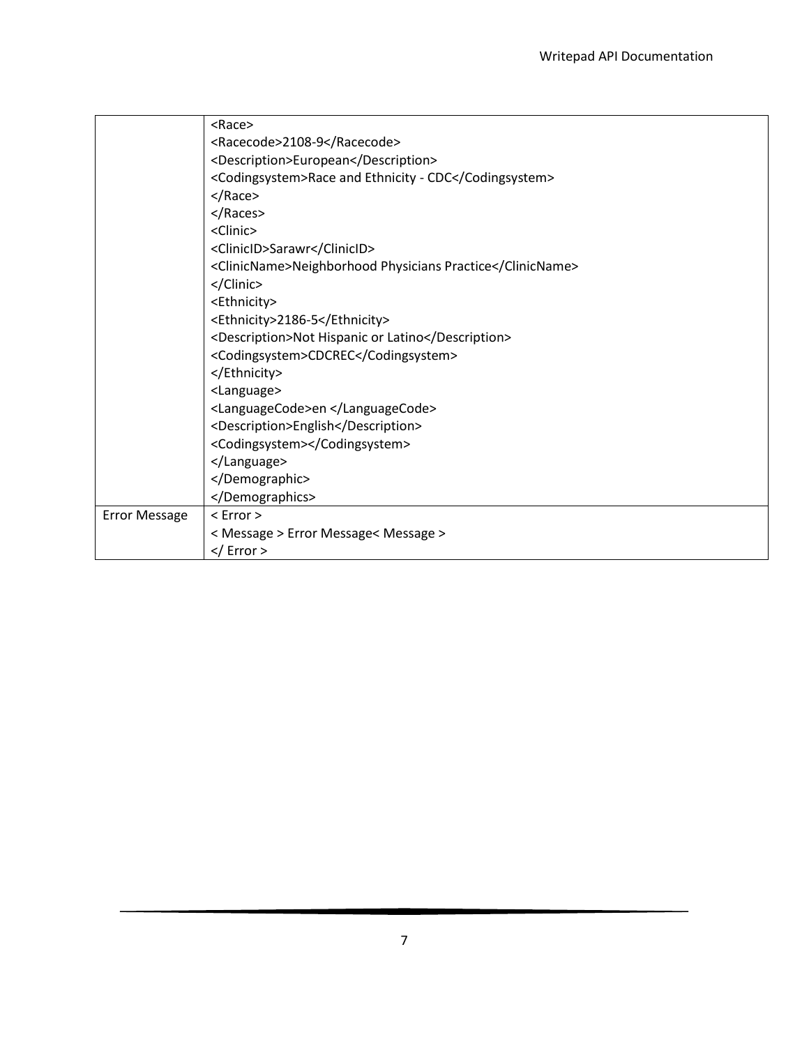| | |
|---|---|
| | `<Race>`<br>`<Racecode>2108-9</Racecode>`<br>`<Description>European</Description>`<br>`<Codingsystem>Race and Ethnicity - CDC</Codingsystem>`<br>`</Race>`<br>`</Races>`<br>`<Clinic>`<br>`<ClinicID>Sarawr</ClinicID>`<br>`<ClinicName>Neighborhood Physicians Practice</ClinicName>`<br>`</Clinic>`<br>`<Ethnicity>`<br>`<Ethnicity>2186-5</Ethnicity>`<br>`<Description>Not Hispanic or Latino</Description>`<br>`<Codingsystem>CDCREC</Codingsystem>`<br>`</Ethnicity>`<br>`<Language>`<br>`<LanguageCode>en </LanguageCode>`<br>`<Description>English</Description>`<br>`<Codingsystem></Codingsystem>`<br>`</Language>`<br>`</Demographic>`<br>`</Demographics>` |
| Error Message | `< Error >`<br>`< Message > Error Message< Message >`<br>`</ Error >` |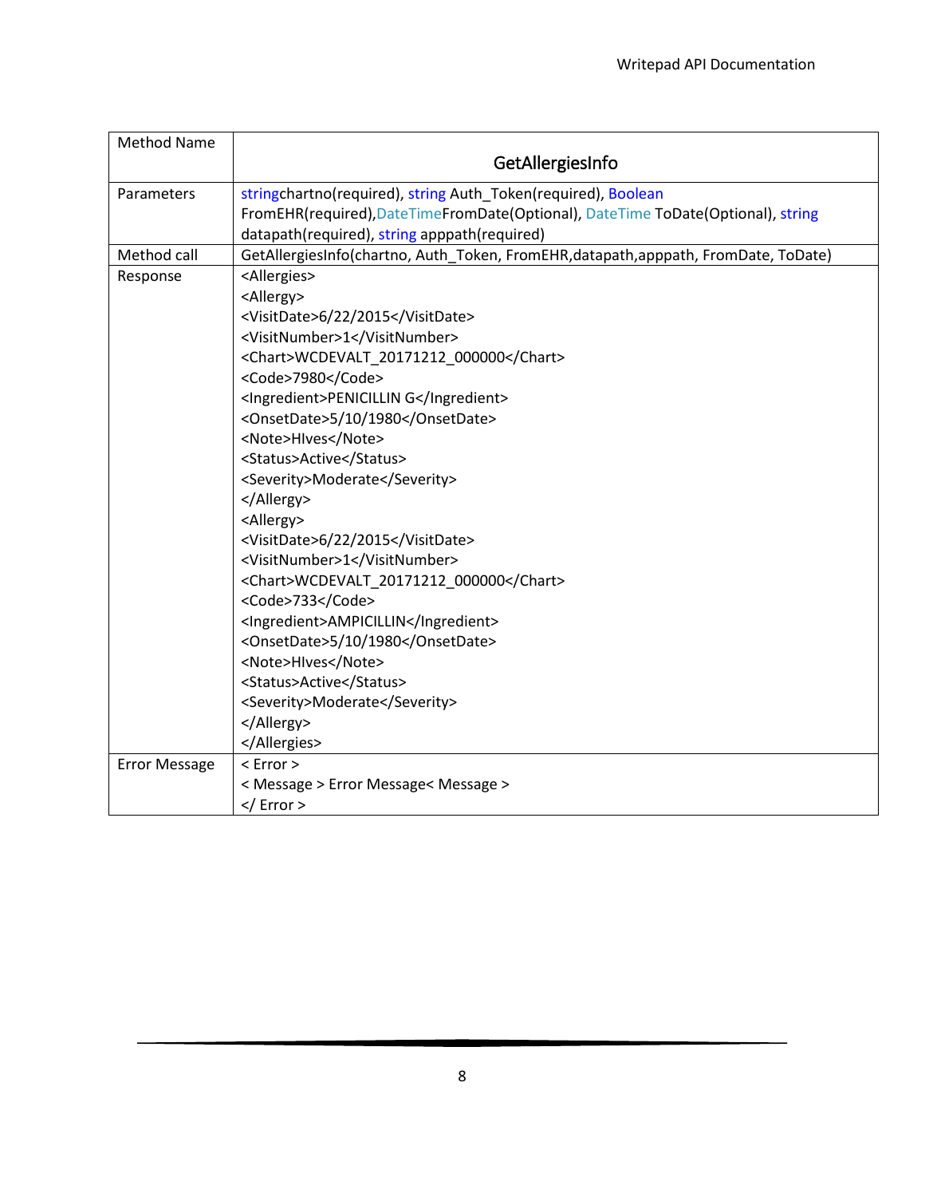| Method Name | GetAllergiesInfo |
|---|---|
| Parameters | stringchartno(required), string Auth_Token(required), Boolean FromEHR(required),DateTimeFromDate(Optional), DateTime ToDate(Optional), string datapath(required), string apppath(required) |
| Method call | GetAllergiesInfo(chartno, Auth_Token, FromEHR,datapath,apppath, FromDate, ToDate) |
| Response | &lt;Allergies&gt;<br>&lt;Allergy&gt;<br>&lt;VisitDate&gt;6/22/2015&lt;/VisitDate&gt;<br>&lt;VisitNumber&gt;1&lt;/VisitNumber&gt;<br>&lt;Chart&gt;WCDEVALT_20171212_000000&lt;/Chart&gt;<br>&lt;Code&gt;7980&lt;/Code&gt;<br>&lt;Ingredient&gt;PENICILLIN G&lt;/Ingredient&gt;<br>&lt;OnsetDate&gt;5/10/1980&lt;/OnsetDate&gt;<br>&lt;Note&gt;HIves&lt;/Note&gt;<br>&lt;Status&gt;Active&lt;/Status&gt;<br>&lt;Severity&gt;Moderate&lt;/Severity&gt;<br>&lt;/Allergy&gt;<br>&lt;Allergy&gt;<br>&lt;VisitDate&gt;6/22/2015&lt;/VisitDate&gt;<br>&lt;VisitNumber&gt;1&lt;/VisitNumber&gt;<br>&lt;Chart&gt;WCDEVALT_20171212_000000&lt;/Chart&gt;<br>&lt;Code&gt;733&lt;/Code&gt;<br>&lt;Ingredient&gt;AMPICILLIN&lt;/Ingredient&gt;<br>&lt;OnsetDate&gt;5/10/1980&lt;/OnsetDate&gt;<br>&lt;Note&gt;HIves&lt;/Note&gt;<br>&lt;Status&gt;Active&lt;/Status&gt;<br>&lt;Severity&gt;Moderate&lt;/Severity&gt;<br>&lt;/Allergy&gt;<br>&lt;/Allergies&gt; |
| Error Message | &lt; Error &gt;<br>&lt; Message &gt; Error Message&lt; Message &gt;<br>&lt;/ Error &gt; |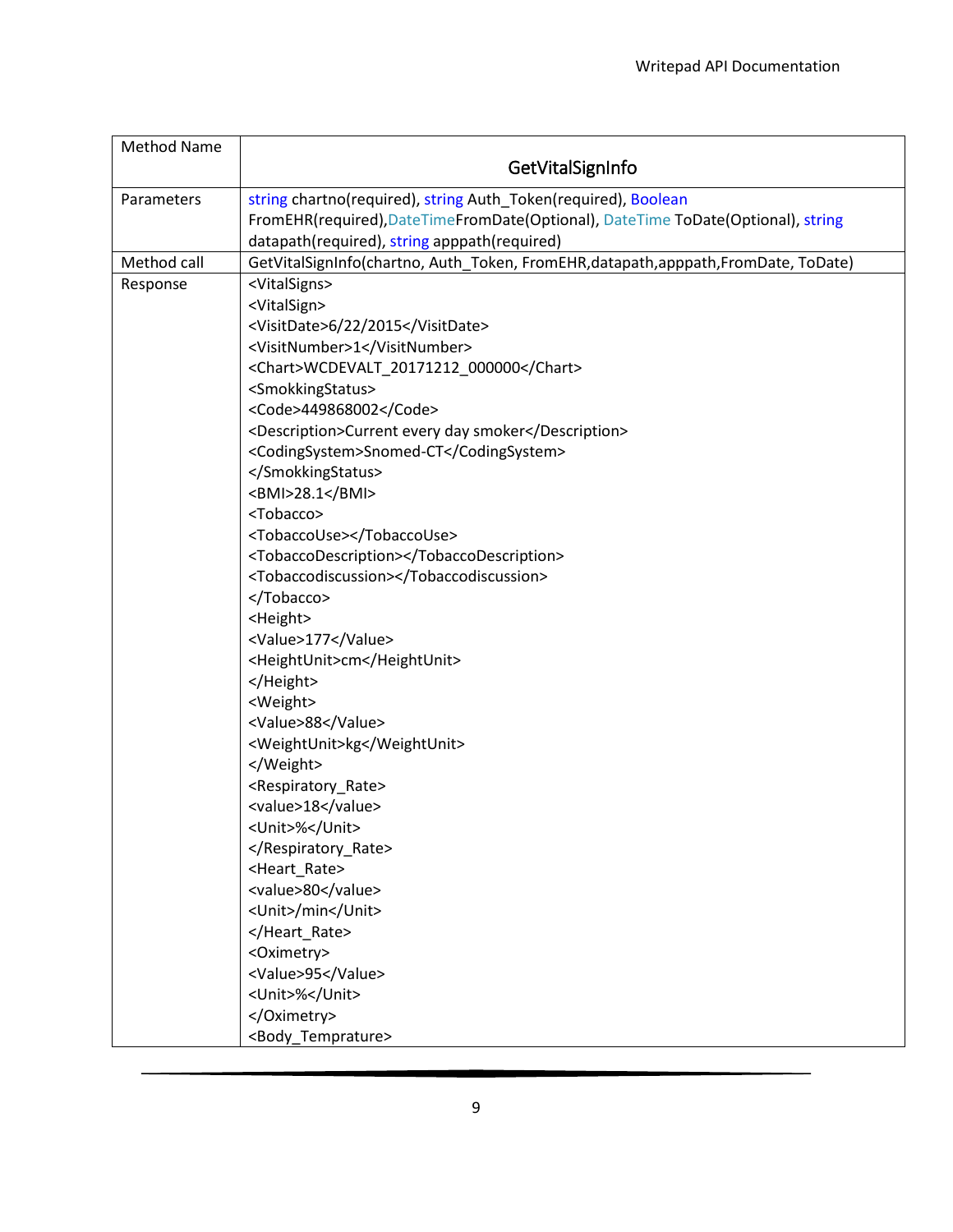| Method Name | GetVitalSignInfo |
| --- | --- |
| Parameters | string chartno(required), string Auth_Token(required), Boolean FromEHR(required),DateTimeFromDate(Optional), DateTime ToDate(Optional), string datapath(required), string apppath(required) |
| Method call | GetVitalSignInfo(chartno, Auth_Token, FromEHR,datapath,apppath,FromDate, ToDate) |
| Response | <VitalSigns><br><VitalSign><br><VisitDate>6/22/2015</VisitDate><br><VisitNumber>1</VisitNumber><br><Chart>WCDEVALT_20171212_000000</Chart><br><SmokkingStatus><br><Code>449868002</Code><br><Description>Current every day smoker</Description><br><CodingSystem>Snomed-CT</CodingSystem><br></SmokkingStatus><br><BMI>28.1</BMI><br><Tobacco><br><TobaccoUse></TobaccoUse><br><TobaccoDescription></TobaccoDescription><br><Tobaccodiscussion></Tobaccodiscussion><br></Tobacco><br><Height><br><Value>177</Value><br><HeightUnit>cm</HeightUnit><br></Height><br><Weight><br><Value>88</Value><br><WeightUnit>kg</WeightUnit><br></Weight><br><Respiratory_Rate><br><value>18</value><br><Unit>%</Unit><br></Respiratory_Rate><br><Heart_Rate><br><value>80</value><br><Unit>/min</Unit><br></Heart_Rate><br><Oximetry><br><Value>95</Value><br><Unit>%</Unit><br></Oximetry><br><Body_Temprature> |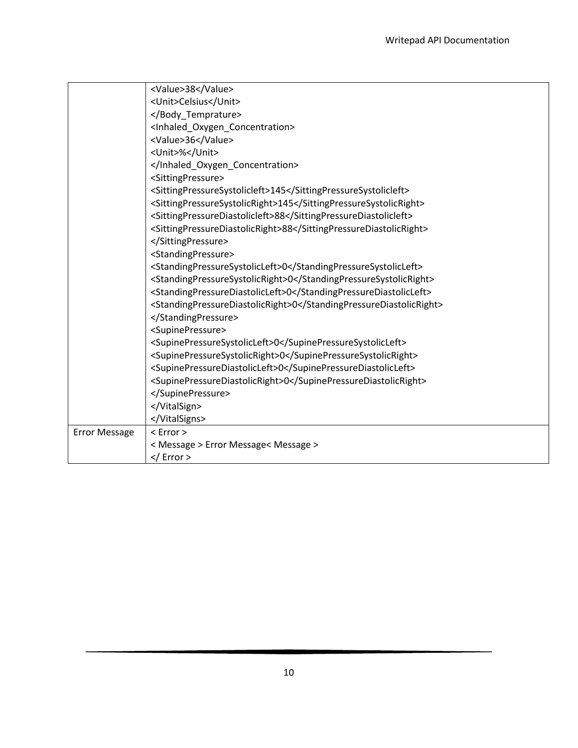| | |
|---|---|
| | `<Value>38</Value>`<br>`<Unit>Celsius</Unit>`<br>`</Body_Temprature>`<br>`<Inhaled_Oxygen_Concentration>`<br>`<Value>36</Value>`<br>`<Unit>%</Unit>`<br>`</Inhaled_Oxygen_Concentration>`<br>`<SittingPressure>`<br>`<SittingPressureSystolicleft>145</SittingPressureSystolicleft>`<br>`<SittingPressureSystolicRight>145</SittingPressureSystolicRight>`<br>`<SittingPressureDiastolicleft>88</SittingPressureDiastolicleft>`<br>`<SittingPressureDiastolicRight>88</SittingPressureDiastolicRight>`<br>`</SittingPressure>`<br>`<StandingPressure>`<br>`<StandingPressureSystolicLeft>0</StandingPressureSystolicLeft>`<br>`<StandingPressureSystolicRight>0</StandingPressureSystolicRight>`<br>`<StandingPressureDiastolicLeft>0</StandingPressureDiastolicLeft>`<br>`<StandingPressureDiastolicRight>0</StandingPressureDiastolicRight>`<br>`</StandingPressure>`<br>`<SupinePressure>`<br>`<SupinePressureSystolicLeft>0</SupinePressureSystolicLeft>`<br>`<SupinePressureSystolicRight>0</SupinePressureSystolicRight>`<br>`<SupinePressureDiastolicLeft>0</SupinePressureDiastolicLeft>`<br>`<SupinePressureDiastolicRight>0</SupinePressureDiastolicRight>`<br>`</SupinePressure>`<br>`</VitalSign>`<br>`</VitalSigns>` |
| Error Message | `< Error >`<br>`< Message > Error Message< Message >`<br>`</ Error >` |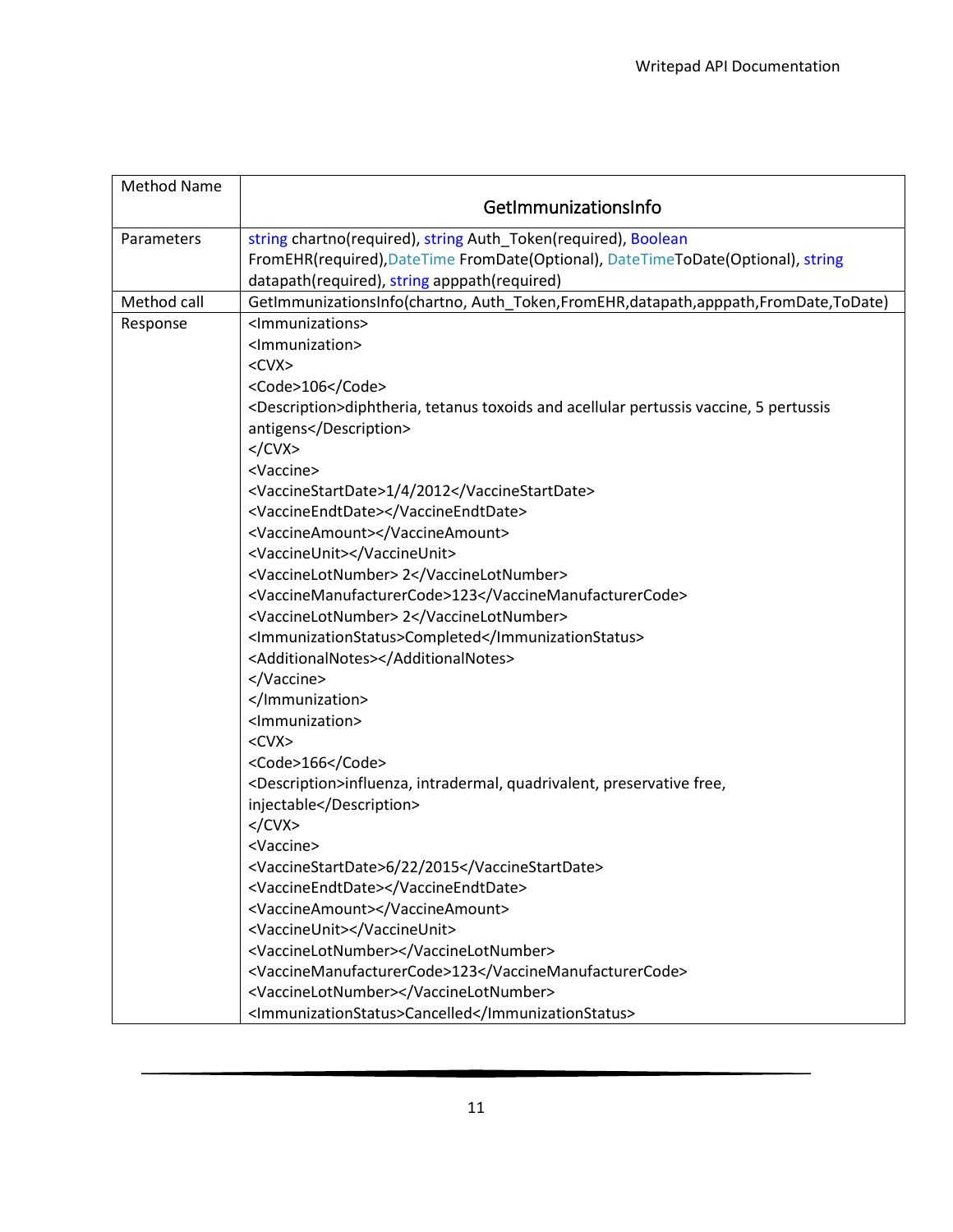| Method Name | GetImmunizationsInfo |
|---|---|
| Parameters | string chartno(required), string Auth_Token(required), Boolean FromEHR(required),DateTime FromDate(Optional), DateTimeToDate(Optional), string datapath(required), string apppath(required) |
| Method call | GetImmunizationsInfo(chartno, Auth_Token,FromEHR,datapath,apppath,FromDate,ToDate) |
| Response | &lt;Immunizations&gt;<br>&lt;Immunization&gt;<br>&lt;CVX&gt;<br>&lt;Code&gt;106&lt;/Code&gt;<br>&lt;Description&gt;diphtheria, tetanus toxoids and acellular pertussis vaccine, 5 pertussis antigens&lt;/Description&gt;<br>&lt;/CVX&gt;<br>&lt;Vaccine&gt;<br>&lt;VaccineStartDate&gt;1/4/2012&lt;/VaccineStartDate&gt;<br>&lt;VaccineEndtDate&gt;&lt;/VaccineEndtDate&gt;<br>&lt;VaccineAmount&gt;&lt;/VaccineAmount&gt;<br>&lt;VaccineUnit&gt;&lt;/VaccineUnit&gt;<br>&lt;VaccineLotNumber&gt; 2&lt;/VaccineLotNumber&gt;<br>&lt;VaccineManufacturerCode&gt;123&lt;/VaccineManufacturerCode&gt;<br>&lt;VaccineLotNumber&gt; 2&lt;/VaccineLotNumber&gt;<br>&lt;ImmunizationStatus&gt;Completed&lt;/ImmunizationStatus&gt;<br>&lt;AdditionalNotes&gt;&lt;/AdditionalNotes&gt;<br>&lt;/Vaccine&gt;<br>&lt;/Immunization&gt;<br>&lt;Immunization&gt;<br>&lt;CVX&gt;<br>&lt;Code&gt;166&lt;/Code&gt;<br>&lt;Description&gt;influenza, intradermal, quadrivalent, preservative free, injectable&lt;/Description&gt;<br>&lt;/CVX&gt;<br>&lt;Vaccine&gt;<br>&lt;VaccineStartDate&gt;6/22/2015&lt;/VaccineStartDate&gt;<br>&lt;VaccineEndtDate&gt;&lt;/VaccineEndtDate&gt;<br>&lt;VaccineAmount&gt;&lt;/VaccineAmount&gt;<br>&lt;VaccineUnit&gt;&lt;/VaccineUnit&gt;<br>&lt;VaccineLotNumber&gt;&lt;/VaccineLotNumber&gt;<br>&lt;VaccineManufacturerCode&gt;123&lt;/VaccineManufacturerCode&gt;<br>&lt;VaccineLotNumber&gt;&lt;/VaccineLotNumber&gt;<br>&lt;ImmunizationStatus&gt;Cancelled&lt;/ImmunizationStatus&gt; |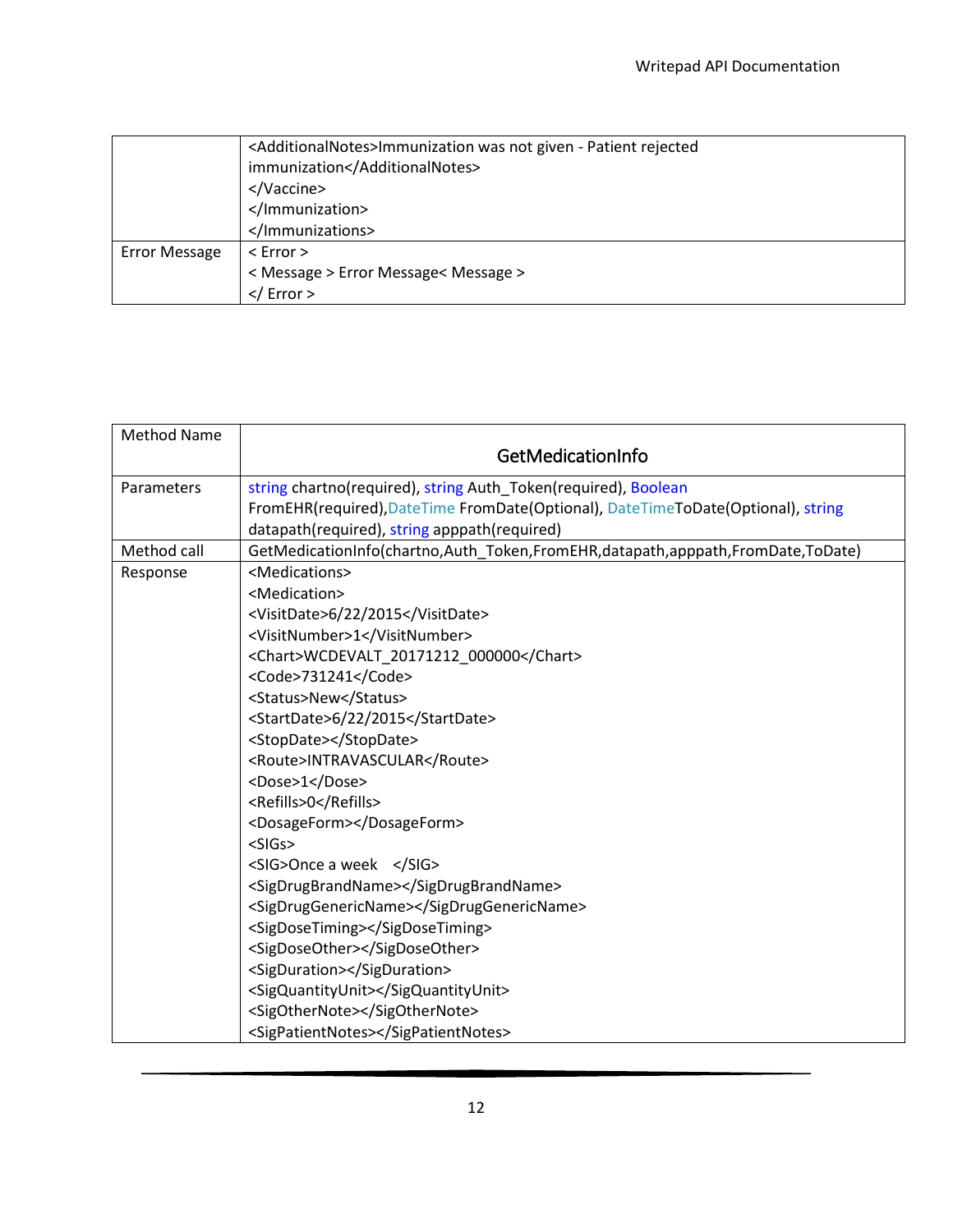| | |
|---|---|
| | <AdditionalNotes>Immunization was not given - Patient rejected immunization</AdditionalNotes><br></Vaccine><br></Immunization><br></Immunizations> |
| Error Message | < Error ><br>< Message > Error Message< Message ><br></ Error > |

| Method Name | GetMedicationInfo |
|---|---|
| Parameters | string chartno(required), string Auth_Token(required), Boolean FromEHR(required),DateTime FromDate(Optional), DateTimeToDate(Optional), string datapath(required), string apppath(required) |
| Method call | GetMedicationInfo(chartno,Auth_Token,FromEHR,datapath,apppath,FromDate,ToDate) |
| Response | <Medications><br><Medication><br><VisitDate>6/22/2015</VisitDate><br><VisitNumber>1</VisitNumber><br><Chart>WCDEVALT_20171212_000000</Chart><br><Code>731241</Code><br><Status>New</Status><br><StartDate>6/22/2015</StartDate><br><StopDate></StopDate><br><Route>INTRAVASCULAR</Route><br><Dose>1</Dose><br><Refills>0</Refills><br><DosageForm></DosageForm><br><SIGs><br><SIG>Once a week </SIG><br><SigDrugBrandName></SigDrugBrandName><br><SigDrugGenericName></SigDrugGenericName><br><SigDoseTiming></SigDoseTiming><br><SigDoseOther></SigDoseOther><br><SigDuration></SigDuration><br><SigQuantityUnit></SigQuantityUnit><br><SigOtherNote></SigOtherNote><br><SigPatientNotes></SigPatientNotes> |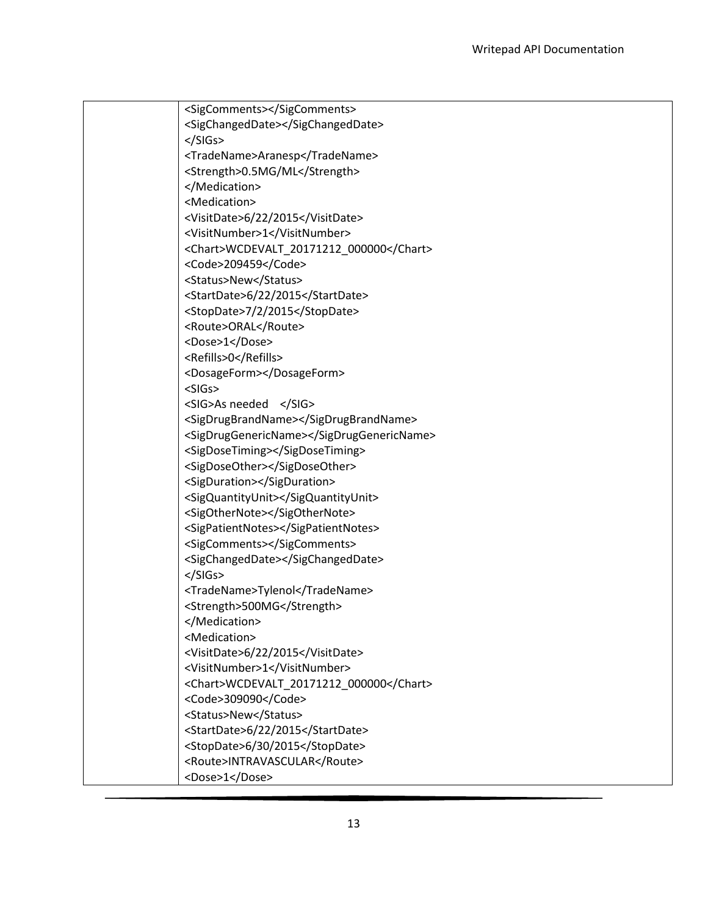|  | <SigComments></SigComments><br><SigChangedDate></SigChangedDate><br></SIGs><br><TradeName>Aranesp</TradeName><br><Strength>0.5MG/ML</Strength><br></Medication><br><Medication><br><VisitDate>6/22/2015</VisitDate><br><VisitNumber>1</VisitNumber><br><Chart>WCDEVALT_20171212_000000</Chart><br><Code>209459</Code><br><Status>New</Status><br><StartDate>6/22/2015</StartDate><br><StopDate>7/2/2015</StopDate><br><Route>ORAL</Route><br><Dose>1</Dose><br><Refills>0</Refills><br><DosageForm></DosageForm><br><SIGs><br><SIG>As needed </SIG><br><SigDrugBrandName></SigDrugBrandName><br><SigDrugGenericName></SigDrugGenericName><br><SigDoseTiming></SigDoseTiming><br><SigDoseOther></SigDoseOther><br><SigDuration></SigDuration><br><SigQuantityUnit></SigQuantityUnit><br><SigOtherNote></SigOtherNote><br><SigPatientNotes></SigPatientNotes><br><SigComments></SigComments><br><SigChangedDate></SigChangedDate><br></SIGs><br><TradeName>Tylenol</TradeName><br><Strength>500MG</Strength><br></Medication><br><Medication><br><VisitDate>6/22/2015</VisitDate><br><VisitNumber>1</VisitNumber><br><Chart>WCDEVALT_20171212_000000</Chart><br><Code>309090</Code><br><Status>New</Status><br><StartDate>6/22/2015</StartDate><br><StopDate>6/30/2015</StopDate><br><Route>INTRAVASCULAR</Route><br><Dose>1</Dose> |
|---|---|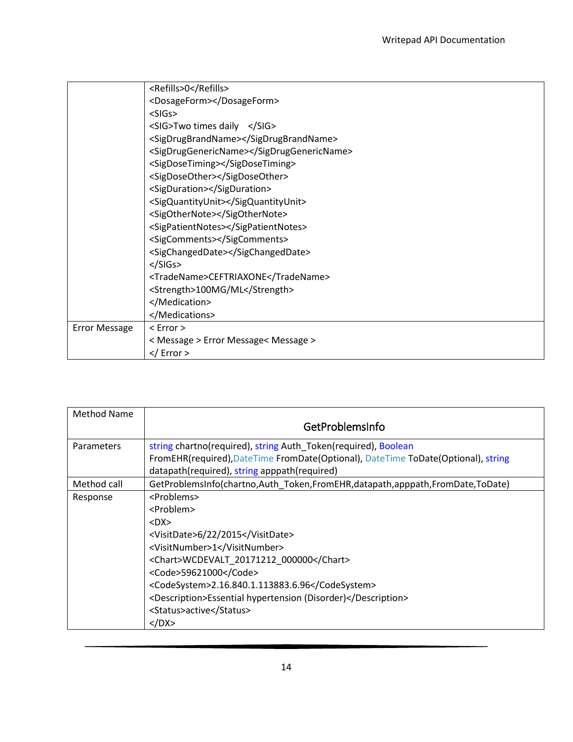| | |
|---|---|
| | <Refills>0</Refills><br><DosageForm></DosageForm><br><SIGs><br><SIG>Two times daily </SIG><br><SigDrugBrandName></SigDrugBrandName><br><SigDrugGenericName></SigDrugGenericName><br><SigDoseTiming></SigDoseTiming><br><SigDoseOther></SigDoseOther><br><SigDuration></SigDuration><br><SigQuantityUnit></SigQuantityUnit><br><SigOtherNote></SigOtherNote><br><SigPatientNotes></SigPatientNotes><br><SigComments></SigComments><br><SigChangedDate></SigChangedDate><br></SIGs><br><TradeName>CEFTRIAXONE</TradeName><br><Strength>100MG/ML</Strength><br></Medication><br></Medications> |
| Error Message | < Error ><br>< Message > Error Message< Message ><br></ Error > |

| Method Name | GetProblemsInfo |
|---|---|
| Parameters | string chartno(required), string Auth_Token(required), Boolean FromEHR(required),DateTime FromDate(Optional), DateTime ToDate(Optional), string datapath(required), string apppath(required) |
| Method call | GetProblemsInfo(chartno,Auth_Token,FromEHR,datapath,apppath,FromDate,ToDate) |
| Response | <Problems><br><Problem><br><DX><br><VisitDate>6/22/2015</VisitDate><br><VisitNumber>1</VisitNumber><br><Chart>WCDEVALT_20171212_000000</Chart><br><Code>59621000</Code><br><CodeSystem>2.16.840.1.113883.6.96</CodeSystem><br><Description>Essential hypertension (Disorder)</Description><br><Status>active</Status><br></DX> |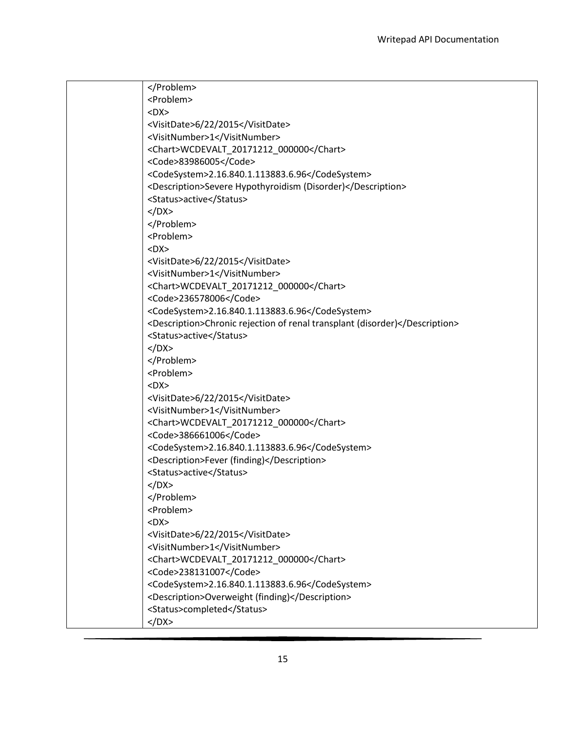| | |
|---|---|
| | ```</Problem>``` <br> ```<Problem>``` <br> ```<DX>``` <br> ```<VisitDate>6/22/2015</VisitDate>``` <br> ```<VisitNumber>1</VisitNumber>``` <br> ```<Chart>WCDEVALT_20171212_000000</Chart>``` <br> ```<Code>83986005</Code>``` <br> ```<CodeSystem>2.16.840.1.113883.6.96</CodeSystem>``` <br> ```<Description>Severe Hypothyroidism (Disorder)</Description>``` <br> ```<Status>active</Status>``` <br> ```</DX>``` <br> ```</Problem>``` <br> ```<Problem>``` <br> ```<DX>``` <br> ```<VisitDate>6/22/2015</VisitDate>``` <br> ```<VisitNumber>1</VisitNumber>``` <br> ```<Chart>WCDEVALT_20171212_000000</Chart>``` <br> ```<Code>236578006</Code>``` <br> ```<CodeSystem>2.16.840.1.113883.6.96</CodeSystem>``` <br> ```<Description>Chronic rejection of renal transplant (disorder)</Description>``` <br> ```<Status>active</Status>``` <br> ```</DX>``` <br> ```</Problem>``` <br> ```<Problem>``` <br> ```<DX>``` <br> ```<VisitDate>6/22/2015</VisitDate>``` <br> ```<VisitNumber>1</VisitNumber>``` <br> ```<Chart>WCDEVALT_20171212_000000</Chart>``` <br> ```<Code>386661006</Code>``` <br> ```<CodeSystem>2.16.840.1.113883.6.96</CodeSystem>``` <br> ```<Description>Fever (finding)</Description>``` <br> ```<Status>active</Status>``` <br> ```</DX>``` <br> ```</Problem>``` <br> ```<Problem>``` <br> ```<DX>``` <br> ```<VisitDate>6/22/2015</VisitDate>``` <br> ```<VisitNumber>1</VisitNumber>``` <br> ```<Chart>WCDEVALT_20171212_000000</Chart>``` <br> ```<Code>238131007</Code>``` <br> ```<CodeSystem>2.16.840.1.113883.6.96</CodeSystem>``` <br> ```<Description>Overweight (finding)</Description>``` <br> ```<Status>completed</Status>``` <br> ```</DX>``` |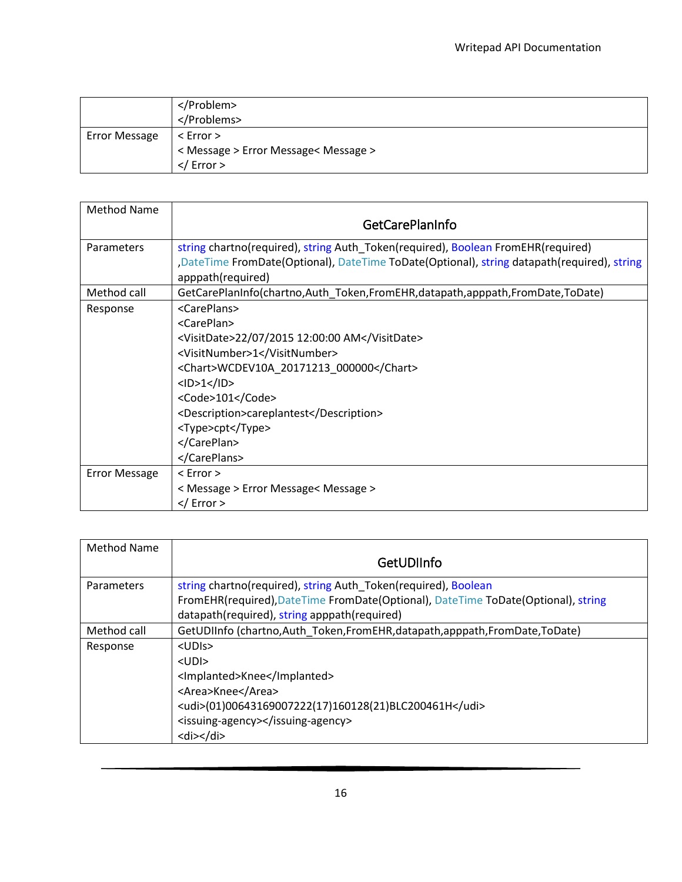| | |
|---|---|
| | </Problem><br></Problems> |
| Error Message | < Error ><br>< Message > Error Message< Message ><br></ Error > |

| Method Name | GetCarePlanInfo |
|---|---|
| Parameters | string chartno(required), string Auth_Token(required), Boolean FromEHR(required) ,DateTime FromDate(Optional), DateTime ToDate(Optional), string datapath(required), string apppath(required) |
| Method call | GetCarePlanInfo(chartno,Auth_Token,FromEHR,datapath,apppath,FromDate,ToDate) |
| Response | <CarePlans><br><CarePlan><br><VisitDate>22/07/2015 12:00:00 AM</VisitDate><br><VisitNumber>1</VisitNumber><br><Chart>WCDEV10A_20171213_000000</Chart><br><ID>1</ID><br><Code>101</Code><br><Description>careplantest</Description><br><Type>cpt</Type><br></CarePlan><br></CarePlans> |
| Error Message | < Error ><br>< Message > Error Message< Message ><br></ Error > |

| Method Name | GetUDIInfo |
|---|---|
| Parameters | string chartno(required), string Auth_Token(required), Boolean FromEHR(required),DateTime FromDate(Optional), DateTime ToDate(Optional), string datapath(required), string apppath(required) |
| Method call | GetUDIInfo (chartno,Auth_Token,FromEHR,datapath,apppath,FromDate,ToDate) |
| Response | <UDIs><br><UDI><br><Implanted>Knee</Implanted><br><Area>Knee</Area><br><udi>(01)00643169007222(17)160128(21)BLC200461H</udi><br><issuing-agency></issuing-agency><br><di></di> |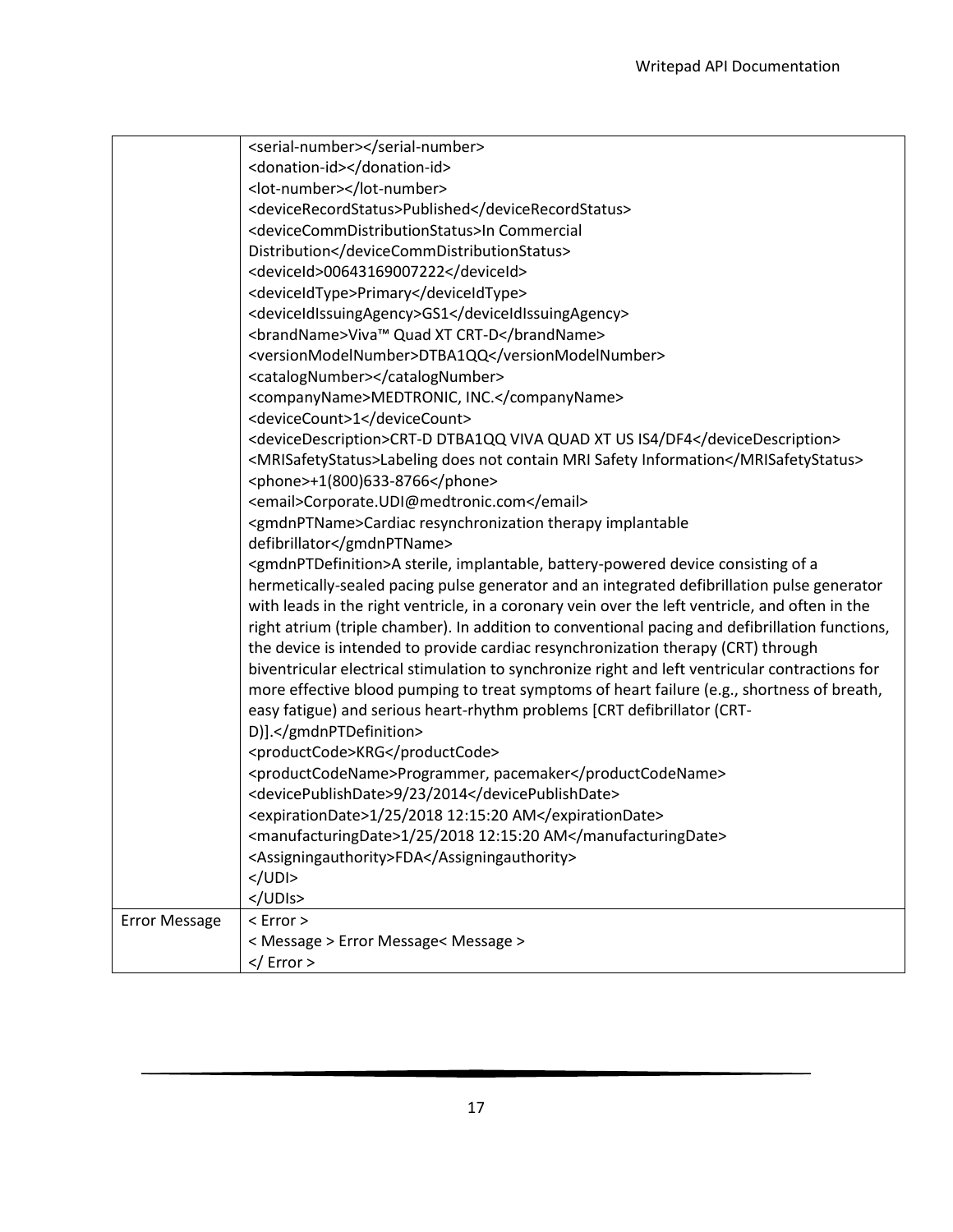| | |
|---|---|
| | `<serial-number></serial-number>`<br>`<donation-id></donation-id>`<br>`<lot-number></lot-number>`<br>`<deviceRecordStatus>Published</deviceRecordStatus>`<br>`<deviceCommDistributionStatus>In Commercial Distribution</deviceCommDistributionStatus>`<br>`<deviceId>00643169007222</deviceId>`<br>`<deviceIdType>Primary</deviceIdType>`<br>`<deviceIdIssuingAgency>GS1</deviceIdIssuingAgency>`<br>`<brandName>Viva™ Quad XT CRT-D</brandName>`<br>`<versionModelNumber>DTBA1QQ</versionModelNumber>`<br>`<catalogNumber></catalogNumber>`<br>`<companyName>MEDTRONIC, INC.</companyName>`<br>`<deviceCount>1</deviceCount>`<br>`<deviceDescription>CRT-D DTBA1QQ VIVA QUAD XT US IS4/DF4</deviceDescription>`<br>`<MRISafetyStatus>Labeling does not contain MRI Safety Information</MRISafetyStatus>`<br>`<phone>+1(800)633-8766</phone>`<br>`<email>Corporate.UDI@medtronic.com</email>`<br>`<gmdnPTName>Cardiac resynchronization therapy implantable defibrillator</gmdnPTName>`<br>`<gmdnPTDefinition>A sterile, implantable, battery-powered device consisting of a hermetically-sealed pacing pulse generator and an integrated defibrillation pulse generator with leads in the right ventricle, in a coronary vein over the left ventricle, and often in the right atrium (triple chamber). In addition to conventional pacing and defibrillation functions, the device is intended to provide cardiac resynchronization therapy (CRT) through biventricular electrical stimulation to synchronize right and left ventricular contractions for more effective blood pumping to treat symptoms of heart failure (e.g., shortness of breath, easy fatigue) and serious heart-rhythm problems [CRT defibrillator (CRT-D)].</gmdnPTDefinition>`<br>`<productCode>KRG</productCode>`<br>`<productCodeName>Programmer, pacemaker</productCodeName>`<br>`<devicePublishDate>9/23/2014</devicePublishDate>`<br>`<expirationDate>1/25/2018 12:15:20 AM</expirationDate>`<br>`<manufacturingDate>1/25/2018 12:15:20 AM</manufacturingDate>`<br>`<Assigningauthority>FDA</Assigningauthority>`<br>`</UDI>`<br>`</UDIs>` |
| Error Message | `< Error >`<br>`< Message > Error Message< Message >`<br>`</ Error >` |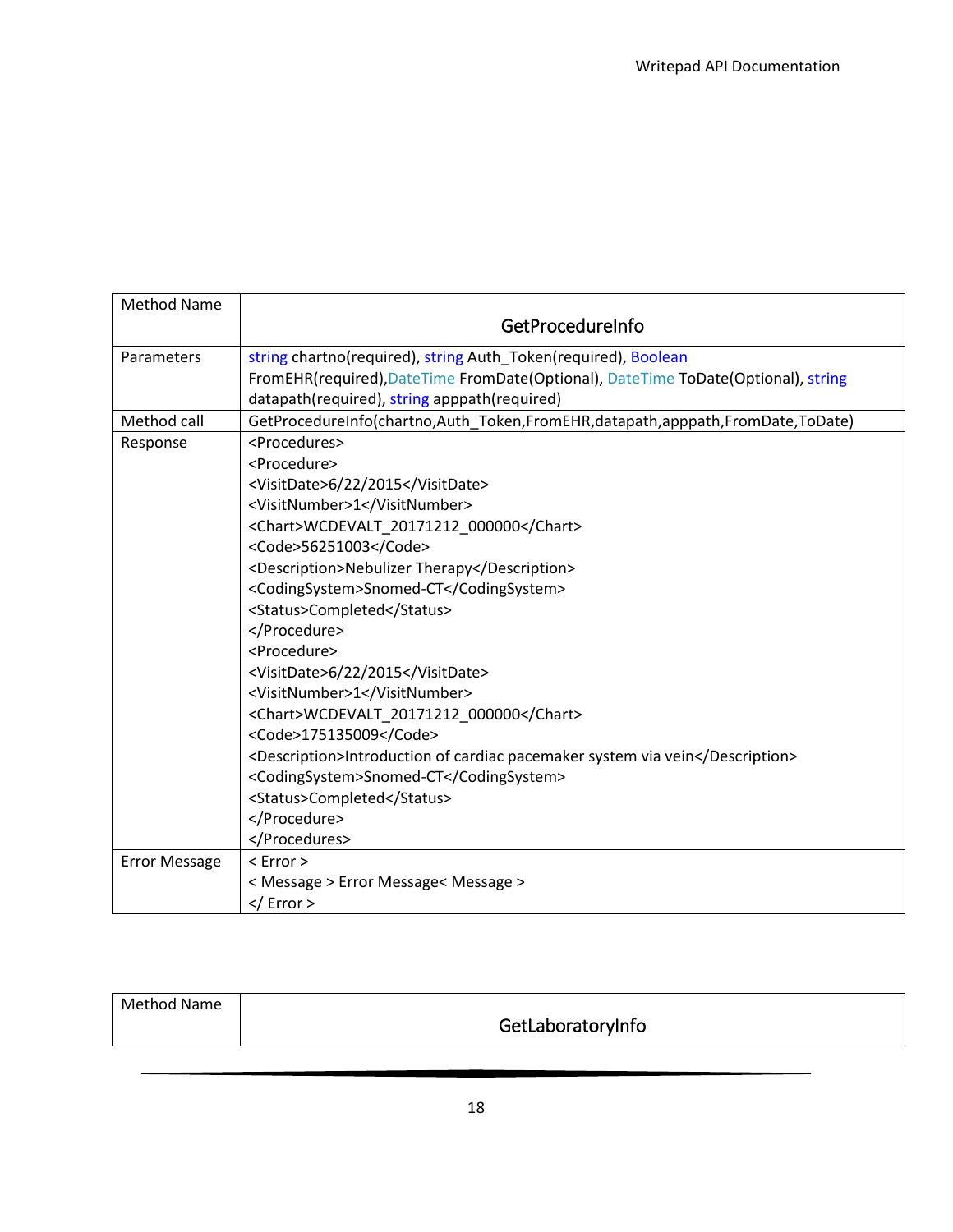| Method Name | GetProcedureInfo |
| --- | --- |
| Parameters | string chartno(required), string Auth_Token(required), Boolean FromEHR(required),DateTime FromDate(Optional), DateTime ToDate(Optional), string datapath(required), string apppath(required) |
| Method call | GetProcedureInfo(chartno,Auth_Token,FromEHR,datapath,apppath,FromDate,ToDate) |
| Response | &lt;Procedures&gt;<br>&lt;Procedure&gt;<br>&lt;VisitDate&gt;6/22/2015&lt;/VisitDate&gt;<br>&lt;VisitNumber&gt;1&lt;/VisitNumber&gt;<br>&lt;Chart&gt;WCDEVALT_20171212_000000&lt;/Chart&gt;<br>&lt;Code&gt;56251003&lt;/Code&gt;<br>&lt;Description&gt;Nebulizer Therapy&lt;/Description&gt;<br>&lt;CodingSystem&gt;Snomed-CT&lt;/CodingSystem&gt;<br>&lt;Status&gt;Completed&lt;/Status&gt;<br>&lt;/Procedure&gt;<br>&lt;Procedure&gt;<br>&lt;VisitDate&gt;6/22/2015&lt;/VisitDate&gt;<br>&lt;VisitNumber&gt;1&lt;/VisitNumber&gt;<br>&lt;Chart&gt;WCDEVALT_20171212_000000&lt;/Chart&gt;<br>&lt;Code&gt;175135009&lt;/Code&gt;<br>&lt;Description&gt;Introduction of cardiac pacemaker system via vein&lt;/Description&gt;<br>&lt;CodingSystem&gt;Snomed-CT&lt;/CodingSystem&gt;<br>&lt;Status&gt;Completed&lt;/Status&gt;<br>&lt;/Procedure&gt;<br>&lt;/Procedures&gt; |
| Error Message | &lt; Error &gt;<br>&lt; Message &gt; Error Message&lt; Message &gt;<br>&lt;/ Error &gt; |

| Method Name | GetLaboratoryInfo |
| --- | --- |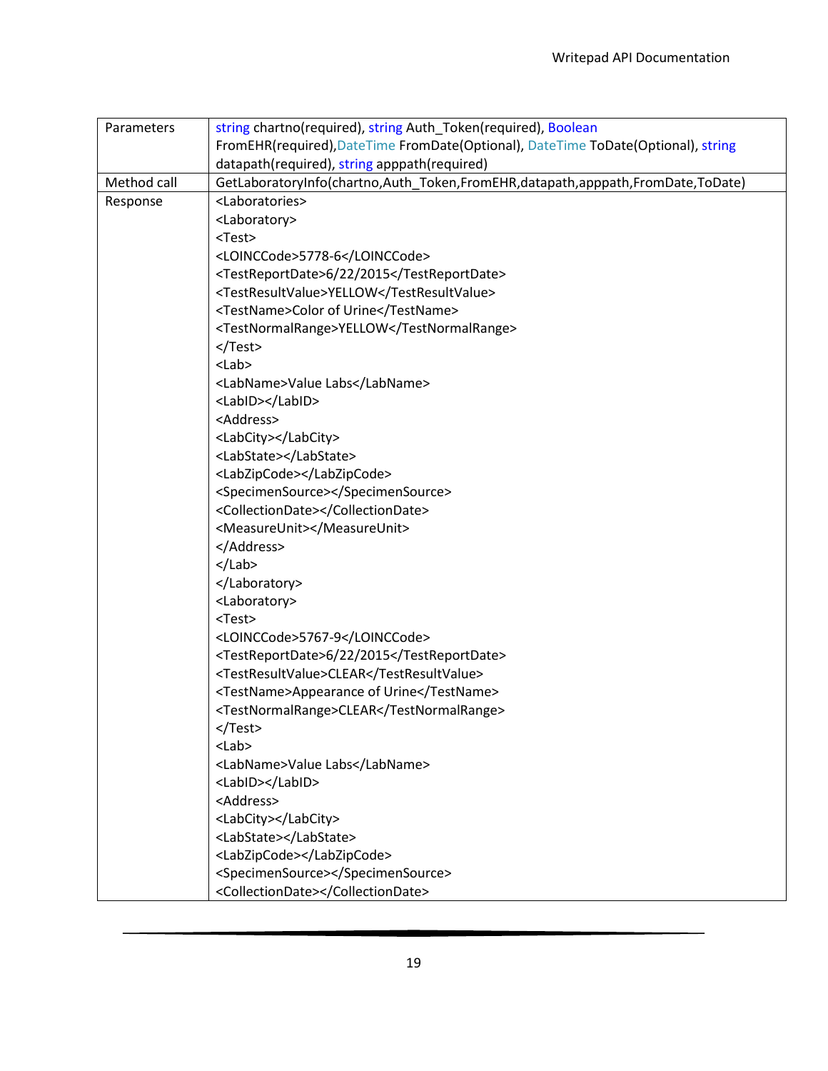| | |
|---|---|
| Parameters | string chartno(required), string Auth_Token(required), Boolean FromEHR(required),DateTime FromDate(Optional), DateTime ToDate(Optional), string datapath(required), string apppath(required) |
| Method call | GetLaboratoryInfo(chartno,Auth_Token,FromEHR,datapath,apppath,FromDate,ToDate) |
| Response | `<Laboratories>`<br>`<Laboratory>`<br>`<Test>`<br>`<LOINCCode>5778-6</LOINCCode>`<br>`<TestReportDate>6/22/2015</TestReportDate>`<br>`<TestResultValue>YELLOW</TestResultValue>`<br>`<TestName>Color of Urine</TestName>`<br>`<TestNormalRange>YELLOW</TestNormalRange>`<br>`</Test>`<br>`<Lab>`<br>`<LabName>Value Labs</LabName>`<br>`<LabID></LabID>`<br>`<Address>`<br>`<LabCity></LabCity>`<br>`<LabState></LabState>`<br>`<LabZipCode></LabZipCode>`<br>`<SpecimenSource></SpecimenSource>`<br>`<CollectionDate></CollectionDate>`<br>`<MeasureUnit></MeasureUnit>`<br>`</Address>`<br>`</Lab>`<br>`</Laboratory>`<br>`<Laboratory>`<br>`<Test>`<br>`<LOINCCode>5767-9</LOINCCode>`<br>`<TestReportDate>6/22/2015</TestReportDate>`<br>`<TestResultValue>CLEAR</TestResultValue>`<br>`<TestName>Appearance of Urine</TestName>`<br>`<TestNormalRange>CLEAR</TestNormalRange>`<br>`</Test>`<br>`<Lab>`<br>`<LabName>Value Labs</LabName>`<br>`<LabID></LabID>`<br>`<Address>`<br>`<LabCity></LabCity>`<br>`<LabState></LabState>`<br>`<LabZipCode></LabZipCode>`<br>`<SpecimenSource></SpecimenSource>`<br>`<CollectionDate></CollectionDate>` |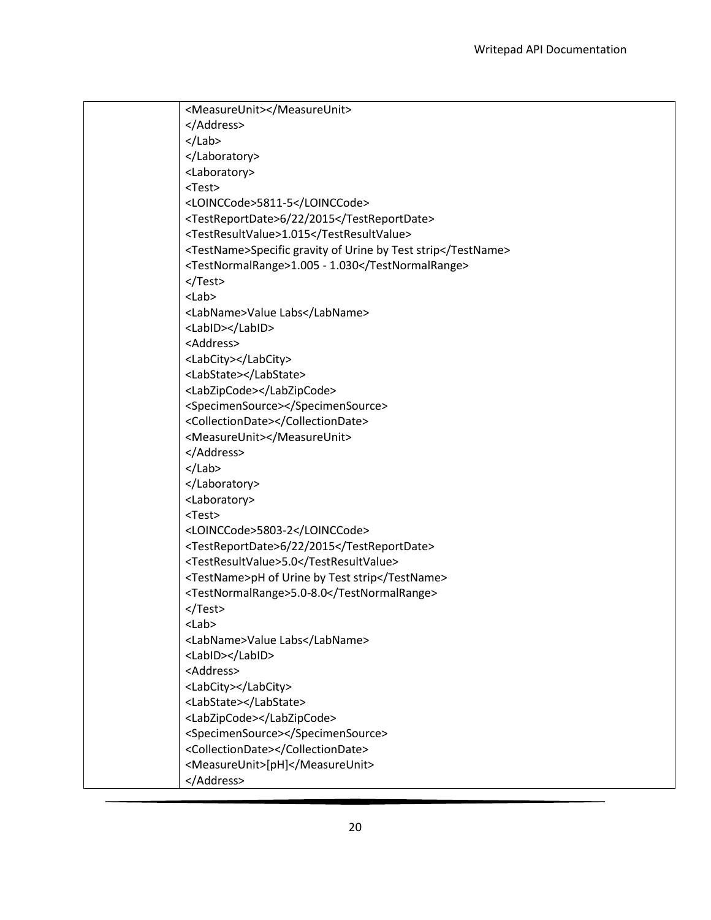| | |
|---|---|
| | `<MeasureUnit></MeasureUnit>`<br>`</Address>`<br>`</Lab>`<br>`</Laboratory>`<br>`<Laboratory>`<br>`<Test>`<br>`<LOINCCode>5811-5</LOINCCode>`<br>`<TestReportDate>6/22/2015</TestReportDate>`<br>`<TestResultValue>1.015</TestResultValue>`<br>`<TestName>Specific gravity of Urine by Test strip</TestName>`<br>`<TestNormalRange>1.005 - 1.030</TestNormalRange>`<br>`</Test>`<br>`<Lab>`<br>`<LabName>Value Labs</LabName>`<br>`<LabID></LabID>`<br>`<Address>`<br>`<LabCity></LabCity>`<br>`<LabState></LabState>`<br>`<LabZipCode></LabZipCode>`<br>`<SpecimenSource></SpecimenSource>`<br>`<CollectionDate></CollectionDate>`<br>`<MeasureUnit></MeasureUnit>`<br>`</Address>`<br>`</Lab>`<br>`</Laboratory>`<br>`<Laboratory>`<br>`<Test>`<br>`<LOINCCode>5803-2</LOINCCode>`<br>`<TestReportDate>6/22/2015</TestReportDate>`<br>`<TestResultValue>5.0</TestResultValue>`<br>`<TestName>pH of Urine by Test strip</TestName>`<br>`<TestNormalRange>5.0-8.0</TestNormalRange>`<br>`</Test>`<br>`<Lab>`<br>`<LabName>Value Labs</LabName>`<br>`<LabID></LabID>`<br>`<Address>`<br>`<LabCity></LabCity>`<br>`<LabState></LabState>`<br>`<LabZipCode></LabZipCode>`<br>`<SpecimenSource></SpecimenSource>`<br>`<CollectionDate></CollectionDate>`<br>`<MeasureUnit>[pH]</MeasureUnit>`<br>`</Address>` |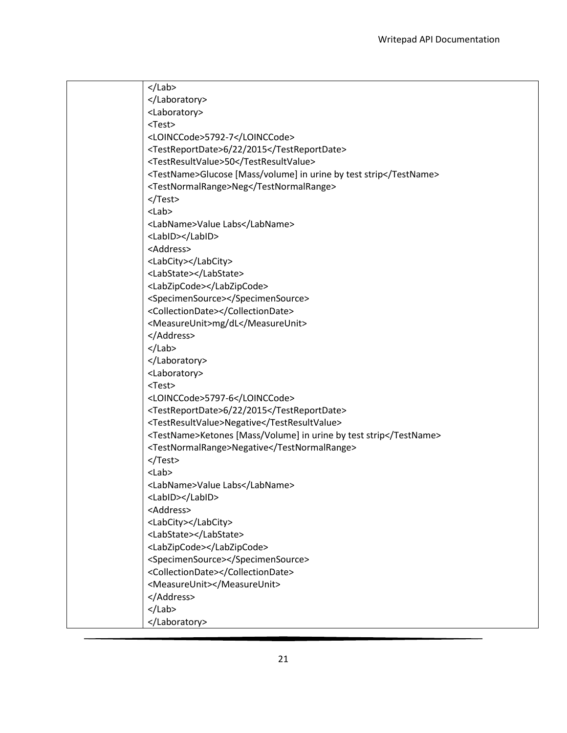| | |
|---|---|
| | ```</Lab>``` |

```
</Lab>
</Laboratory>
<Laboratory>
<Test>
<LOINCCode>5792-7</LOINCCode>
<TestReportDate>6/22/2015</TestReportDate>
<TestResultValue>50</TestResultValue>
<TestName>Glucose [Mass/volume] in urine by test strip</TestName>
<TestNormalRange>Neg</TestNormalRange>
</Test>
<Lab>
<LabName>Value Labs</LabName>
<LabID></LabID>
<Address>
<LabCity></LabCity>
<LabState></LabState>
<LabZipCode></LabZipCode>
<SpecimenSource></SpecimenSource>
<CollectionDate></CollectionDate>
<MeasureUnit>mg/dL</MeasureUnit>
</Address>
</Lab>
</Laboratory>
<Laboratory>
<Test>
<LOINCCode>5797-6</LOINCCode>
<TestReportDate>6/22/2015</TestReportDate>
<TestResultValue>Negative</TestResultValue>
<TestName>Ketones [Mass/Volume] in urine by test strip</TestName>
<TestNormalRange>Negative</TestNormalRange>
</Test>
<Lab>
<LabName>Value Labs</LabName>
<LabID></LabID>
<Address>
<LabCity></LabCity>
<LabState></LabState>
<LabZipCode></LabZipCode>
<SpecimenSource></SpecimenSource>
<CollectionDate></CollectionDate>
<MeasureUnit></MeasureUnit>
</Address>
</Lab>
</Laboratory>
```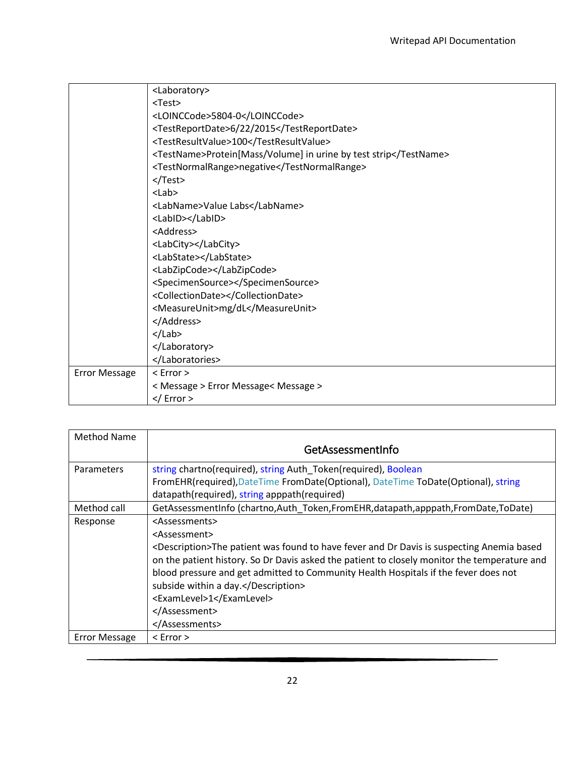| | |
|---|---|
| | &lt;Laboratory&gt;<br>&lt;Test&gt;<br>&lt;LOINCCode&gt;5804-0&lt;/LOINCCode&gt;<br>&lt;TestReportDate&gt;6/22/2015&lt;/TestReportDate&gt;<br>&lt;TestResultValue&gt;100&lt;/TestResultValue&gt;<br>&lt;TestName&gt;Protein[Mass/Volume] in urine by test strip&lt;/TestName&gt;<br>&lt;TestNormalRange&gt;negative&lt;/TestNormalRange&gt;<br>&lt;/Test&gt;<br>&lt;Lab&gt;<br>&lt;LabName&gt;Value Labs&lt;/LabName&gt;<br>&lt;LabID&gt;&lt;/LabID&gt;<br>&lt;Address&gt;<br>&lt;LabCity&gt;&lt;/LabCity&gt;<br>&lt;LabState&gt;&lt;/LabState&gt;<br>&lt;LabZipCode&gt;&lt;/LabZipCode&gt;<br>&lt;SpecimenSource&gt;&lt;/SpecimenSource&gt;<br>&lt;CollectionDate&gt;&lt;/CollectionDate&gt;<br>&lt;MeasureUnit&gt;mg/dL&lt;/MeasureUnit&gt;<br>&lt;/Address&gt;<br>&lt;/Lab&gt;<br>&lt;/Laboratory&gt;<br>&lt;/Laboratories&gt; |
| Error Message | &lt; Error &gt;<br>&lt; Message &gt; Error Message&lt; Message &gt;<br>&lt;/ Error &gt; |

| Method Name | GetAssessmentInfo |
|---|---|
| Parameters | string chartno(required), string Auth_Token(required), Boolean FromEHR(required),DateTime FromDate(Optional), DateTime ToDate(Optional), string datapath(required), string apppath(required) |
| Method call | GetAssessmentInfo (chartno,Auth_Token,FromEHR,datapath,apppath,FromDate,ToDate) |
| Response | &lt;Assessments&gt;<br>&lt;Assessment&gt;<br>&lt;Description&gt;The patient was found to have fever and Dr Davis is suspecting Anemia based on the patient history. So Dr Davis asked the patient to closely monitor the temperature and blood pressure and get admitted to Community Health Hospitals if the fever does not subside within a day.&lt;/Description&gt;<br>&lt;ExamLevel&gt;1&lt;/ExamLevel&gt;<br>&lt;/Assessment&gt;<br>&lt;/Assessments&gt; |
| Error Message | &lt; Error &gt; |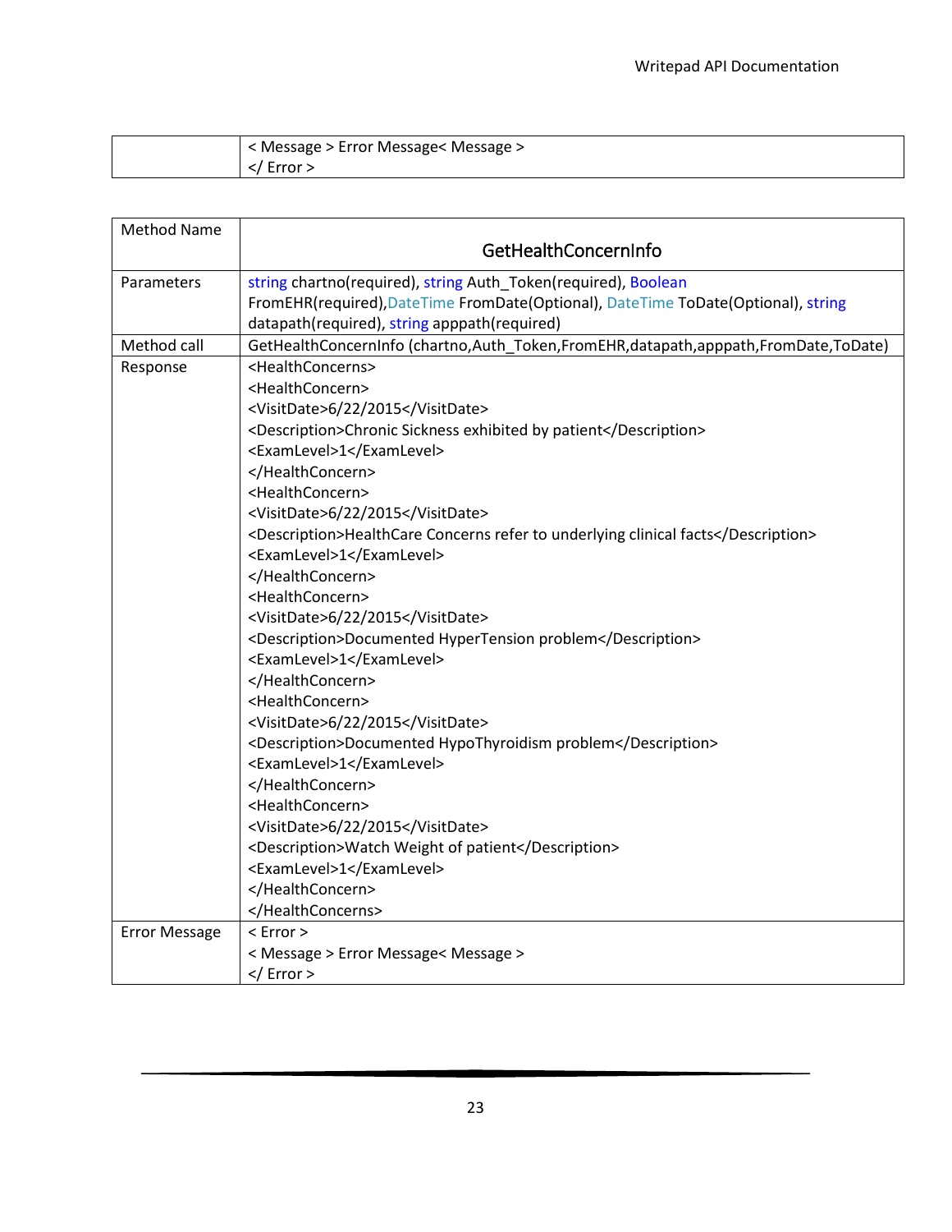| | |
|---|---|
| | < Message > Error Message< Message ><br></ Error > |

| Method Name | GetHealthConcernInfo |
|---|---|
| Parameters | string chartno(required), string Auth_Token(required), Boolean FromEHR(required),DateTime FromDate(Optional), DateTime ToDate(Optional), string datapath(required), string apppath(required) |
| Method call | GetHealthConcernInfo (chartno,Auth_Token,FromEHR,datapath,apppath,FromDate,ToDate) |
| Response | <HealthConcerns><br><HealthConcern><br><VisitDate>6/22/2015</VisitDate><br><Description>Chronic Sickness exhibited by patient</Description><br><ExamLevel>1</ExamLevel><br></HealthConcern><br><HealthConcern><br><VisitDate>6/22/2015</VisitDate><br><Description>HealthCare Concerns refer to underlying clinical facts</Description><br><ExamLevel>1</ExamLevel><br></HealthConcern><br><HealthConcern><br><VisitDate>6/22/2015</VisitDate><br><Description>Documented HyperTension problem</Description><br><ExamLevel>1</ExamLevel><br></HealthConcern><br><HealthConcern><br><VisitDate>6/22/2015</VisitDate><br><Description>Documented HypoThyroidism problem</Description><br><ExamLevel>1</ExamLevel><br></HealthConcern><br><HealthConcern><br><VisitDate>6/22/2015</VisitDate><br><Description>Watch Weight of patient</Description><br><ExamLevel>1</ExamLevel><br></HealthConcern><br></HealthConcerns> |
| Error Message | < Error ><br>< Message > Error Message< Message ><br></ Error > |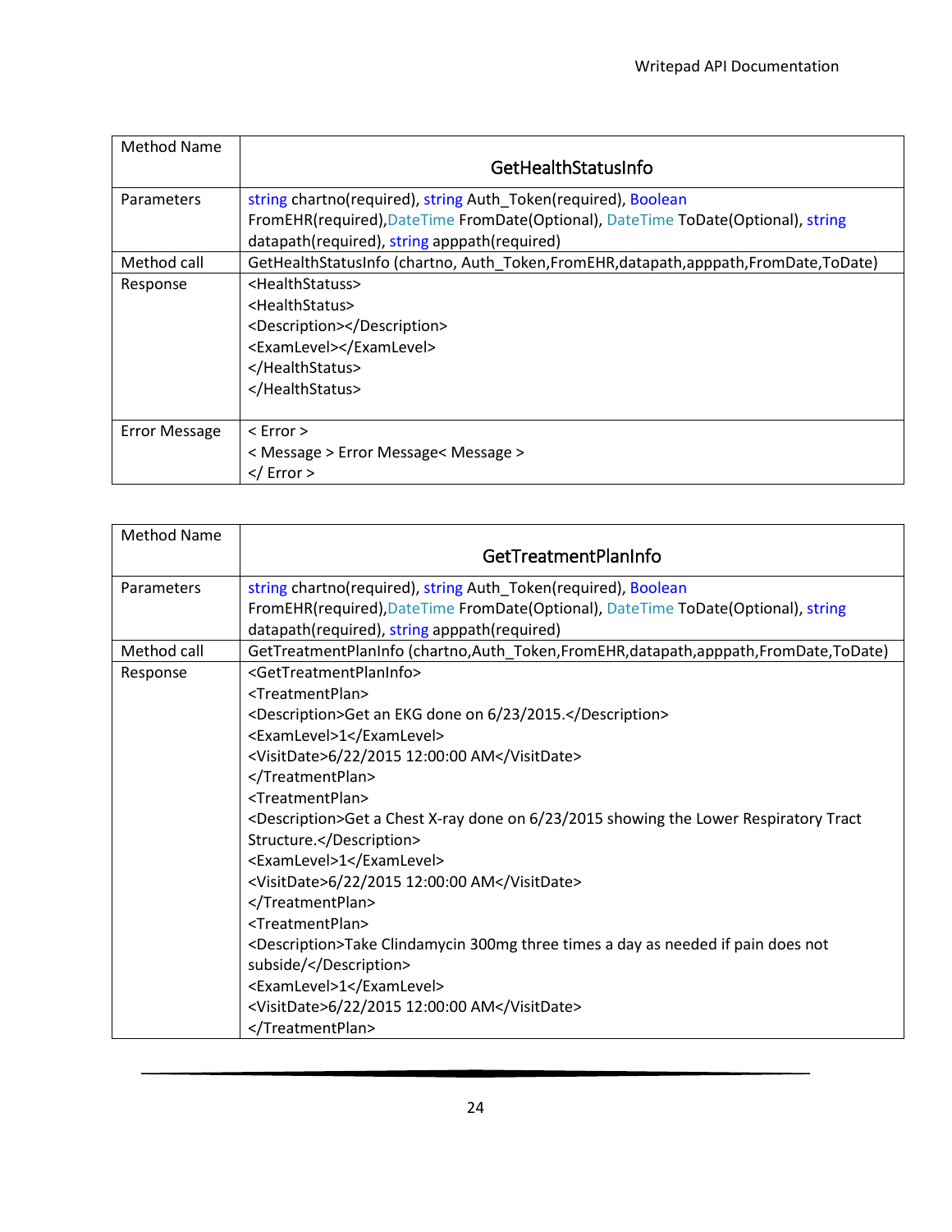| Method Name | GetHealthStatusInfo |
| --- | --- |
| Parameters | string chartno(required), string Auth_Token(required), Boolean FromEHR(required),DateTime FromDate(Optional), DateTime ToDate(Optional), string datapath(required), string apppath(required) |
| Method call | GetHealthStatusInfo (chartno, Auth_Token,FromEHR,datapath,apppath,FromDate,ToDate) |
| Response | <HealthStatuss><br><HealthStatus><br><Description></Description><br><ExamLevel></ExamLevel><br></HealthStatus><br></HealthStatus> |
| Error Message | < Error ><br>< Message > Error Message< Message ><br></ Error > |

| Method Name | GetTreatmentPlanInfo |
| --- | --- |
| Parameters | string chartno(required), string Auth_Token(required), Boolean FromEHR(required),DateTime FromDate(Optional), DateTime ToDate(Optional), string datapath(required), string apppath(required) |
| Method call | GetTreatmentPlanInfo (chartno,Auth_Token,FromEHR,datapath,apppath,FromDate,ToDate) |
| Response | <GetTreatmentPlanInfo><br><TreatmentPlan><br><Description>Get an EKG done on 6/23/2015.</Description><br><ExamLevel>1</ExamLevel><br><VisitDate>6/22/2015 12:00:00 AM</VisitDate><br></TreatmentPlan><br><TreatmentPlan><br><Description>Get a Chest X-ray done on 6/23/2015 showing the Lower Respiratory Tract Structure.</Description><br><ExamLevel>1</ExamLevel><br><VisitDate>6/22/2015 12:00:00 AM</VisitDate><br></TreatmentPlan><br><TreatmentPlan><br><Description>Take Clindamycin 300mg three times a day as needed if pain does not subside/</Description><br><ExamLevel>1</ExamLevel><br><VisitDate>6/22/2015 12:00:00 AM</VisitDate><br></TreatmentPlan> |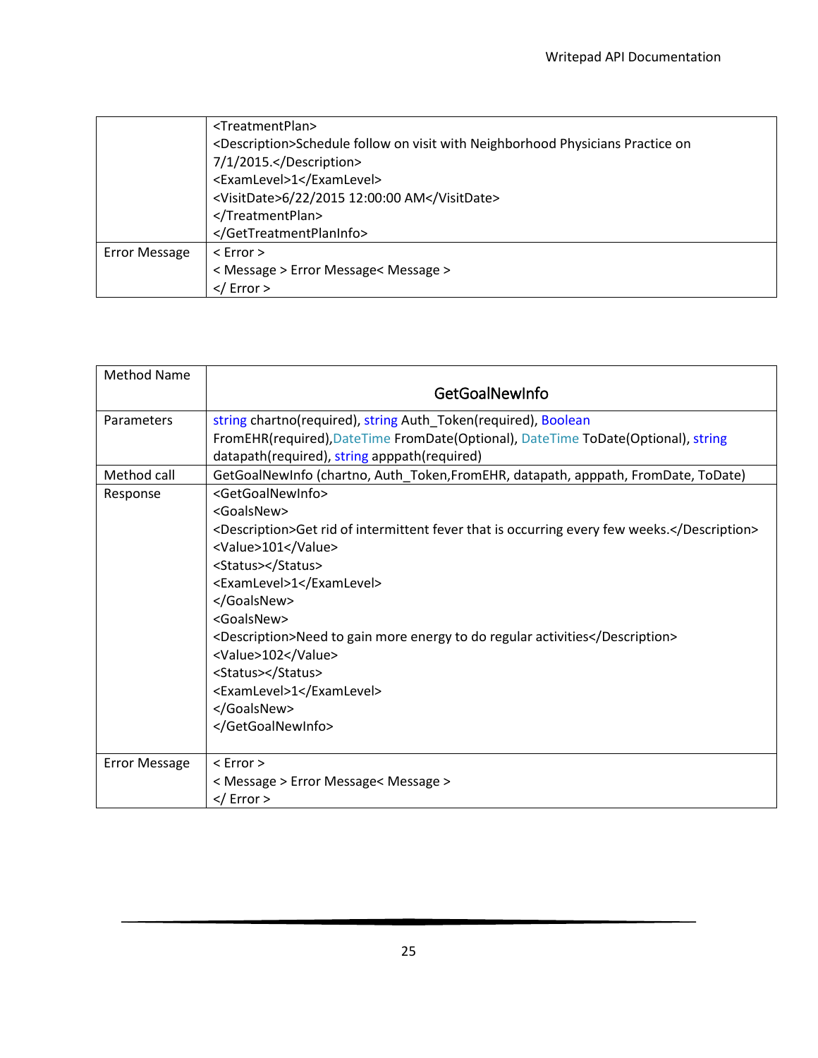| | |
|---|---|
| | <TreatmentPlan><br><Description>Schedule follow on visit with Neighborhood Physicians Practice on 7/1/2015.</Description><br><ExamLevel>1</ExamLevel><br><VisitDate>6/22/2015 12:00:00 AM</VisitDate><br></TreatmentPlan><br></GetTreatmentPlanInfo> |
| Error Message | < Error ><br>< Message > Error Message< Message ><br></ Error > |

| Method Name | GetGoalNewInfo |
|---|---|
| Parameters | string chartno(required), string Auth_Token(required), Boolean FromEHR(required),DateTime FromDate(Optional), DateTime ToDate(Optional), string datapath(required), string apppath(required) |
| Method call | GetGoalNewInfo (chartno, Auth_Token,FromEHR, datapath, apppath, FromDate, ToDate) |
| Response | <GetGoalNewInfo><br><GoalsNew><br><Description>Get rid of intermittent fever that is occurring every few weeks.</Description><br><Value>101</Value><br><Status></Status><br><ExamLevel>1</ExamLevel><br></GoalsNew><br><GoalsNew><br><Description>Need to gain more energy to do regular activities</Description><br><Value>102</Value><br><Status></Status><br><ExamLevel>1</ExamLevel><br></GoalsNew><br></GetGoalNewInfo> |
| Error Message | < Error ><br>< Message > Error Message< Message ><br></ Error > |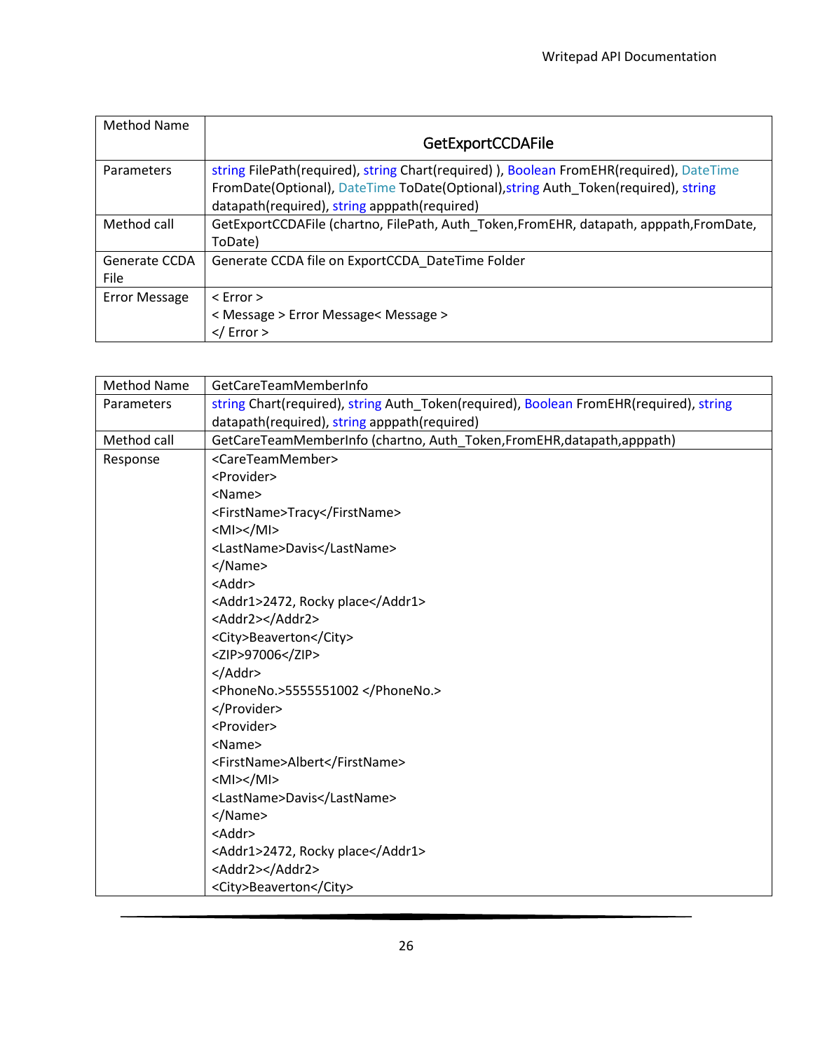| Method Name | GetExportCCDAFile |
|---|---|
| Parameters | string FilePath(required), string Chart(required) ), Boolean FromEHR(required), DateTime FromDate(Optional), DateTime ToDate(Optional),string Auth_Token(required), string datapath(required), string apppath(required) |
| Method call | GetExportCCDAFile (chartno, FilePath, Auth_Token,FromEHR, datapath, apppath,FromDate, ToDate) |
| Generate CCDA File | Generate CCDA file on ExportCCDA_DateTime Folder |
| Error Message | < Error ><br>< Message > Error Message< Message ><br></ Error > |

| Method Name | GetCareTeamMemberInfo |
|---|---|
| Parameters | string Chart(required), string Auth_Token(required), Boolean FromEHR(required), string datapath(required), string apppath(required) |
| Method call | GetCareTeamMemberInfo (chartno, Auth_Token,FromEHR,datapath,apppath) |
| Response | &lt;CareTeamMember&gt;<br>&lt;Provider&gt;<br>&lt;Name&gt;<br>&lt;FirstName&gt;Tracy&lt;/FirstName&gt;<br>&lt;MI&gt;&lt;/MI&gt;<br>&lt;LastName&gt;Davis&lt;/LastName&gt;<br>&lt;/Name&gt;<br>&lt;Addr&gt;<br>&lt;Addr1&gt;2472, Rocky place&lt;/Addr1&gt;<br>&lt;Addr2&gt;&lt;/Addr2&gt;<br>&lt;City&gt;Beaverton&lt;/City&gt;<br>&lt;ZIP&gt;97006&lt;/ZIP&gt;<br>&lt;/Addr&gt;<br>&lt;PhoneNo.&gt;5555551002 &lt;/PhoneNo.&gt;<br>&lt;/Provider&gt;<br>&lt;Provider&gt;<br>&lt;Name&gt;<br>&lt;FirstName&gt;Albert&lt;/FirstName&gt;<br>&lt;MI&gt;&lt;/MI&gt;<br>&lt;LastName&gt;Davis&lt;/LastName&gt;<br>&lt;/Name&gt;<br>&lt;Addr&gt;<br>&lt;Addr1&gt;2472, Rocky place&lt;/Addr1&gt;<br>&lt;Addr2&gt;&lt;/Addr2&gt;<br>&lt;City&gt;Beaverton&lt;/City&gt; |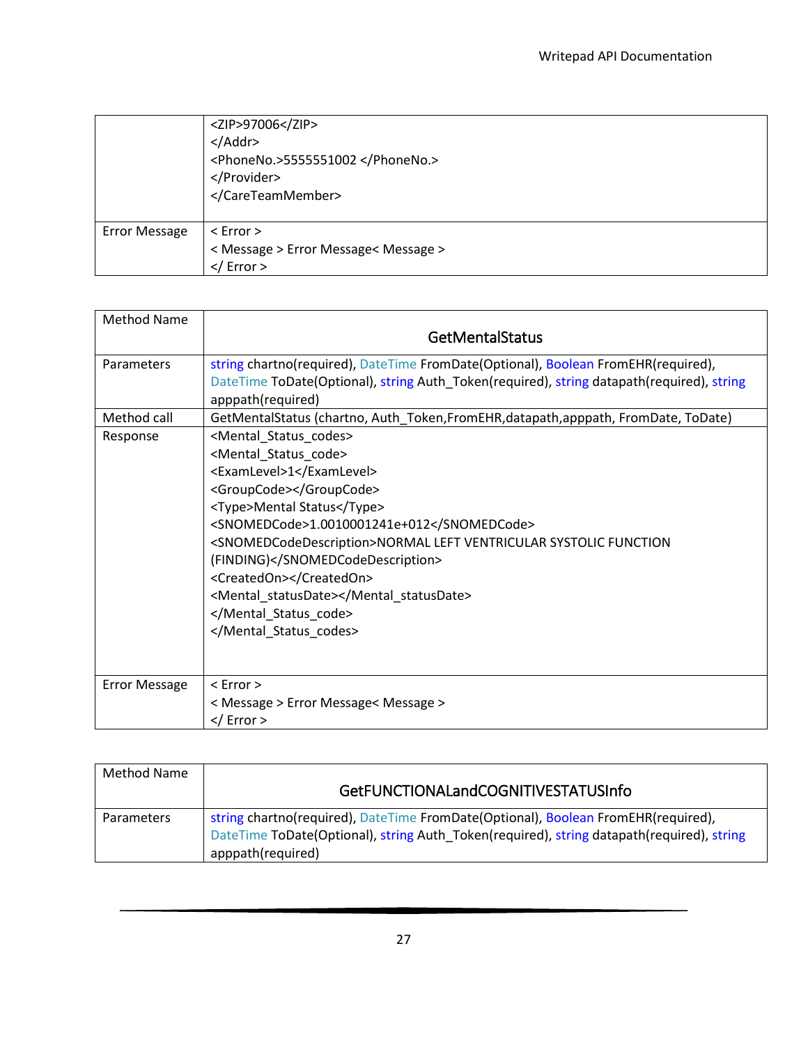| | |
|---|---|
| | <ZIP>97006</ZIP><br></Addr><br><PhoneNo.>5555551002 </PhoneNo.><br></Provider><br></CareTeamMember> |
| Error Message | < Error ><br>< Message > Error Message< Message ><br></ Error > |

| Method Name | GetMentalStatus |
|---|---|
| Parameters | string chartno(required), DateTime FromDate(Optional), Boolean FromEHR(required), DateTime ToDate(Optional), string Auth_Token(required), string datapath(required), string apppath(required) |
| Method call | GetMentalStatus (chartno, Auth_Token,FromEHR,datapath,apppath, FromDate, ToDate) |
| Response | <Mental_Status_codes><br><Mental_Status_code><br><ExamLevel>1</ExamLevel><br><GroupCode></GroupCode><br><Type>Mental Status</Type><br><SNOMEDCode>1.0010001241e+012</SNOMEDCode><br><SNOMEDCodeDescription>NORMAL LEFT VENTRICULAR SYSTOLIC FUNCTION (FINDING)</SNOMEDCodeDescription><br><CreatedOn></CreatedOn><br><Mental_statusDate></Mental_statusDate><br></Mental_Status_code><br></Mental_Status_codes> |
| Error Message | < Error ><br>< Message > Error Message< Message ><br></ Error > |

| Method Name | GetFUNCTIONALandCOGNITIVESTATUSInfo |
|---|---|
| Parameters | string chartno(required), DateTime FromDate(Optional), Boolean FromEHR(required), DateTime ToDate(Optional), string Auth_Token(required), string datapath(required), string apppath(required) |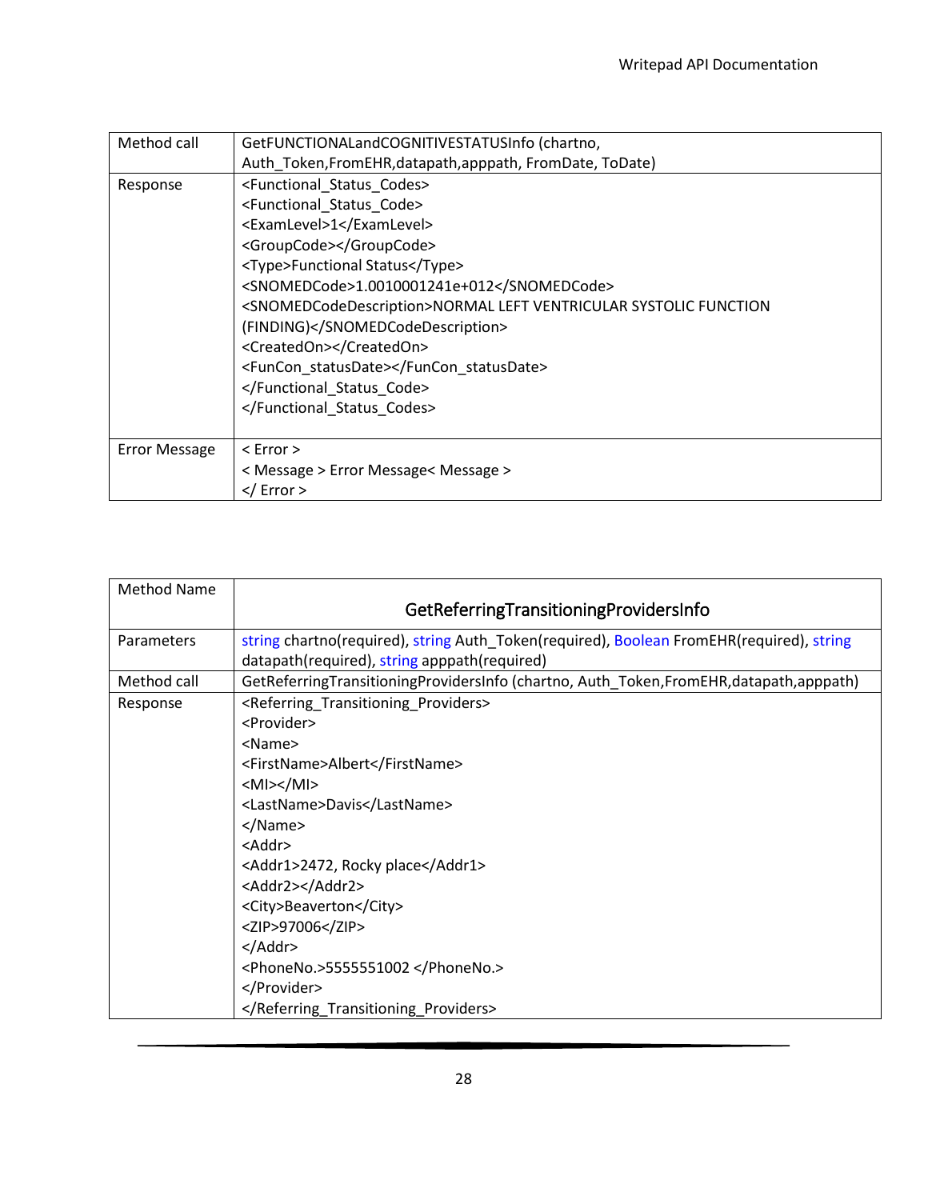| Method call | GetFUNCTIONALandCOGNITIVESTATUSInfo (chartno, Auth_Token,FromEHR,datapath,apppath, FromDate, ToDate) |
|---|---|
| Response | <Functional_Status_Codes><br><Functional_Status_Code><br><ExamLevel>1</ExamLevel><br><GroupCode></GroupCode><br><Type>Functional Status</Type><br><SNOMEDCode>1.0010001241e+012</SNOMEDCode><br><SNOMEDCodeDescription>NORMAL LEFT VENTRICULAR SYSTOLIC FUNCTION (FINDING)</SNOMEDCodeDescription><br><CreatedOn></CreatedOn><br><FunCon_statusDate></FunCon_statusDate><br></Functional_Status_Code><br></Functional_Status_Codes> |
| Error Message | < Error ><br>< Message > Error Message< Message ><br></ Error > |

| Method Name | GetReferringTransitioningProvidersInfo |
|---|---|
| Parameters | string chartno(required), string Auth_Token(required), Boolean FromEHR(required), string datapath(required), string apppath(required) |
| Method call | GetReferringTransitioningProvidersInfo (chartno, Auth_Token,FromEHR,datapath,apppath) |
| Response | <Referring_Transitioning_Providers><br><Provider><br><Name><br><FirstName>Albert</FirstName><br><MI></MI><br><LastName>Davis</LastName><br></Name><br><Addr><br><Addr1>2472, Rocky place</Addr1><br><Addr2></Addr2><br><City>Beaverton</City><br><ZIP>97006</ZIP><br></Addr><br><PhoneNo.>5555551002 </PhoneNo.><br></Provider><br></Referring_Transitioning_Providers> |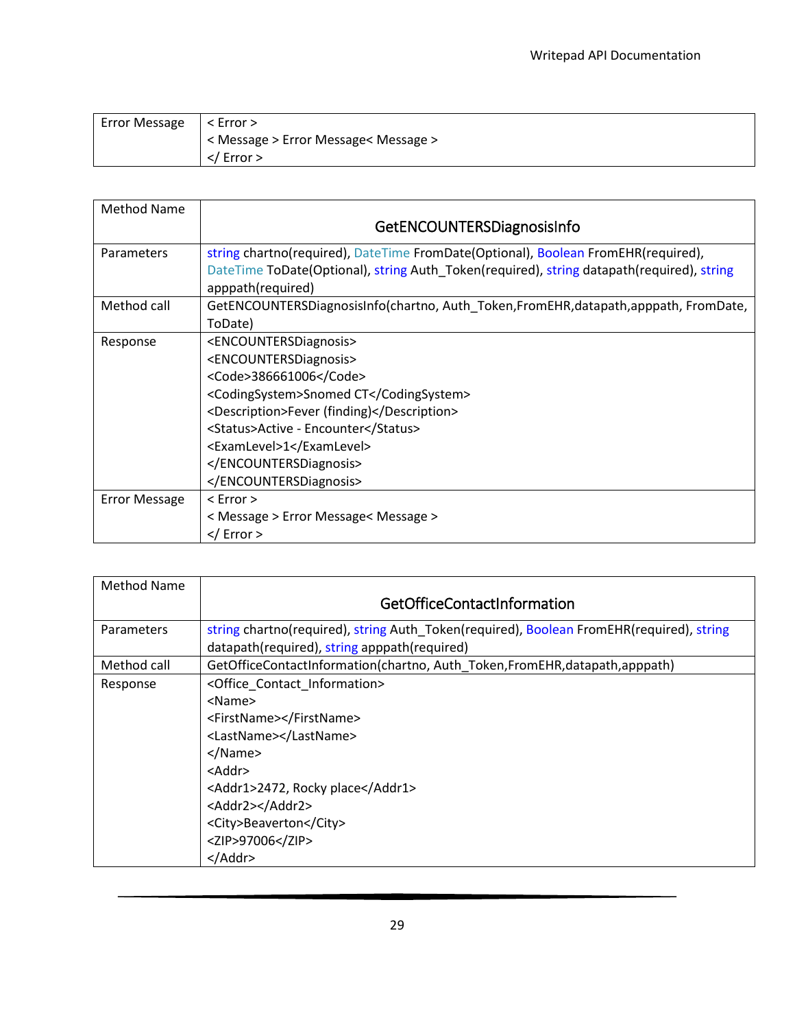| Error Message | < Error ><br>< Message > Error Message< Message ><br></ Error > |
|---|---|

| Method Name | GetENCOUNTERSDiagnosisInfo |
|---|---|
| Parameters | string chartno(required), DateTime FromDate(Optional), Boolean FromEHR(required), DateTime ToDate(Optional), string Auth_Token(required), string datapath(required), string apppath(required) |
| Method call | GetENCOUNTERSDiagnosisInfo(chartno, Auth_Token,FromEHR,datapath,apppath, FromDate, ToDate) |
| Response | <ENCOUNTERSDiagnosis><br><ENCOUNTERSDiagnosis><br><Code>386661006</Code><br><CodingSystem>Snomed CT</CodingSystem><br><Description>Fever (finding)</Description><br><Status>Active - Encounter</Status><br><ExamLevel>1</ExamLevel><br></ENCOUNTERSDiagnosis><br></ENCOUNTERSDiagnosis> |
| Error Message | < Error ><br>< Message > Error Message< Message ><br></ Error > |

| Method Name | GetOfficeContactInformation |
|---|---|
| Parameters | string chartno(required), string Auth_Token(required), Boolean FromEHR(required), string datapath(required), string apppath(required) |
| Method call | GetOfficeContactInformation(chartno, Auth_Token,FromEHR,datapath,apppath) |
| Response | <Office_Contact_Information><br><Name><br><FirstName></FirstName><br><LastName></LastName><br></Name><br><Addr><br><Addr1>2472, Rocky place</Addr1><br><Addr2></Addr2><br><City>Beaverton</City><br><ZIP>97006</ZIP><br></Addr> |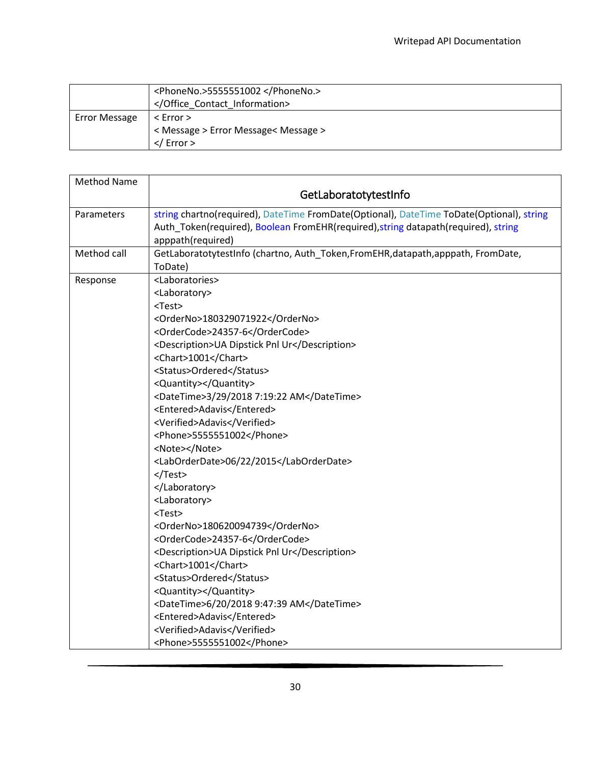| | |
|---|---|
| | <PhoneNo.>5555551002 </PhoneNo.><br></Office_Contact_Information> |
| Error Message | < Error ><br>< Message > Error Message< Message ><br></ Error > |

| Method Name | GetLaboratotytestInfo |
|---|---|
| Parameters | string chartno(required), DateTime FromDate(Optional), DateTime ToDate(Optional), string Auth_Token(required), Boolean FromEHR(required),string datapath(required), string apppath(required) |
| Method call | GetLaboratotytestInfo (chartno, Auth_Token,FromEHR,datapath,apppath, FromDate, ToDate) |
| Response | <Laboratories><br><Laboratory><br><Test><br><OrderNo>180329071922</OrderNo><br><OrderCode>24357-6</OrderCode><br><Description>UA Dipstick Pnl Ur</Description><br><Chart>1001</Chart><br><Status>Ordered</Status><br><Quantity></Quantity><br><DateTime>3/29/2018 7:19:22 AM</DateTime><br><Entered>Adavis</Entered><br><Verified>Adavis</Verified><br><Phone>5555551002</Phone><br><Note></Note><br><LabOrderDate>06/22/2015</LabOrderDate><br></Test><br></Laboratory><br><Laboratory><br><Test><br><OrderNo>180620094739</OrderNo><br><OrderCode>24357-6</OrderCode><br><Description>UA Dipstick Pnl Ur</Description><br><Chart>1001</Chart><br><Status>Ordered</Status><br><Quantity></Quantity><br><DateTime>6/20/2018 9:47:39 AM</DateTime><br><Entered>Adavis</Entered><br><Verified>Adavis</Verified><br><Phone>5555551002</Phone> |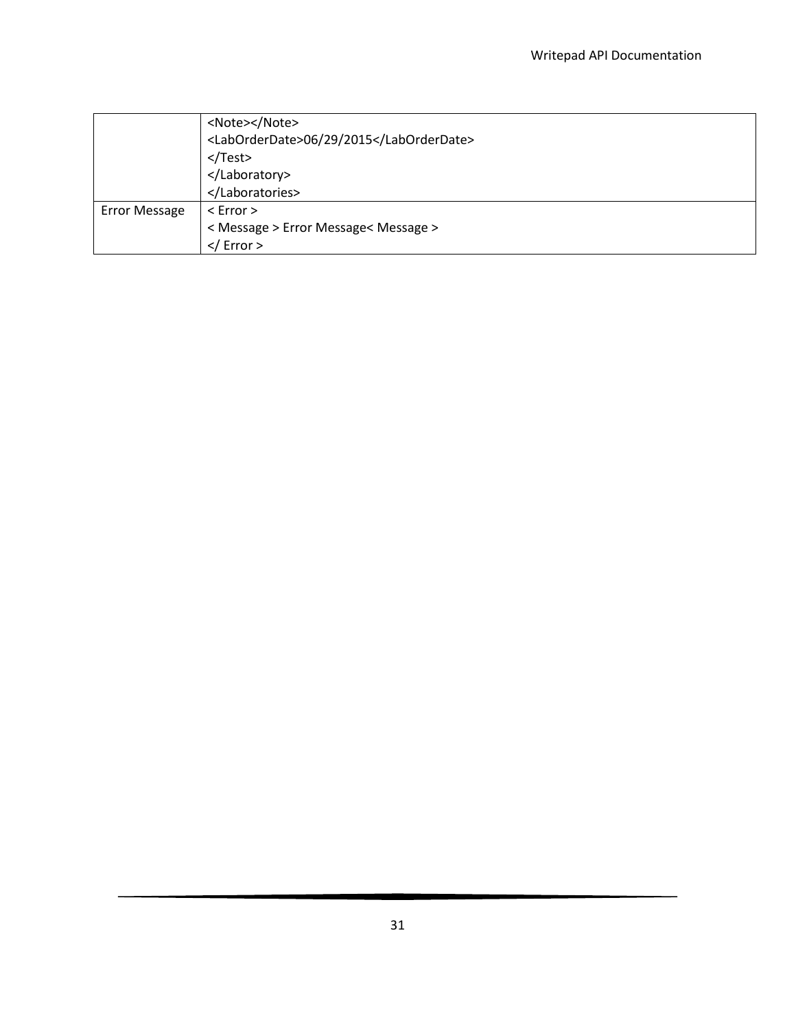| | |
|---|---|
| | `<Note></Note>`<br>`<LabOrderDate>06/29/2015</LabOrderDate>`<br>`</Test>`<br>`</Laboratory>`<br>`</Laboratories>` |
| Error Message | `< Error >`<br>`< Message > Error Message< Message >`<br>`</ Error >` |